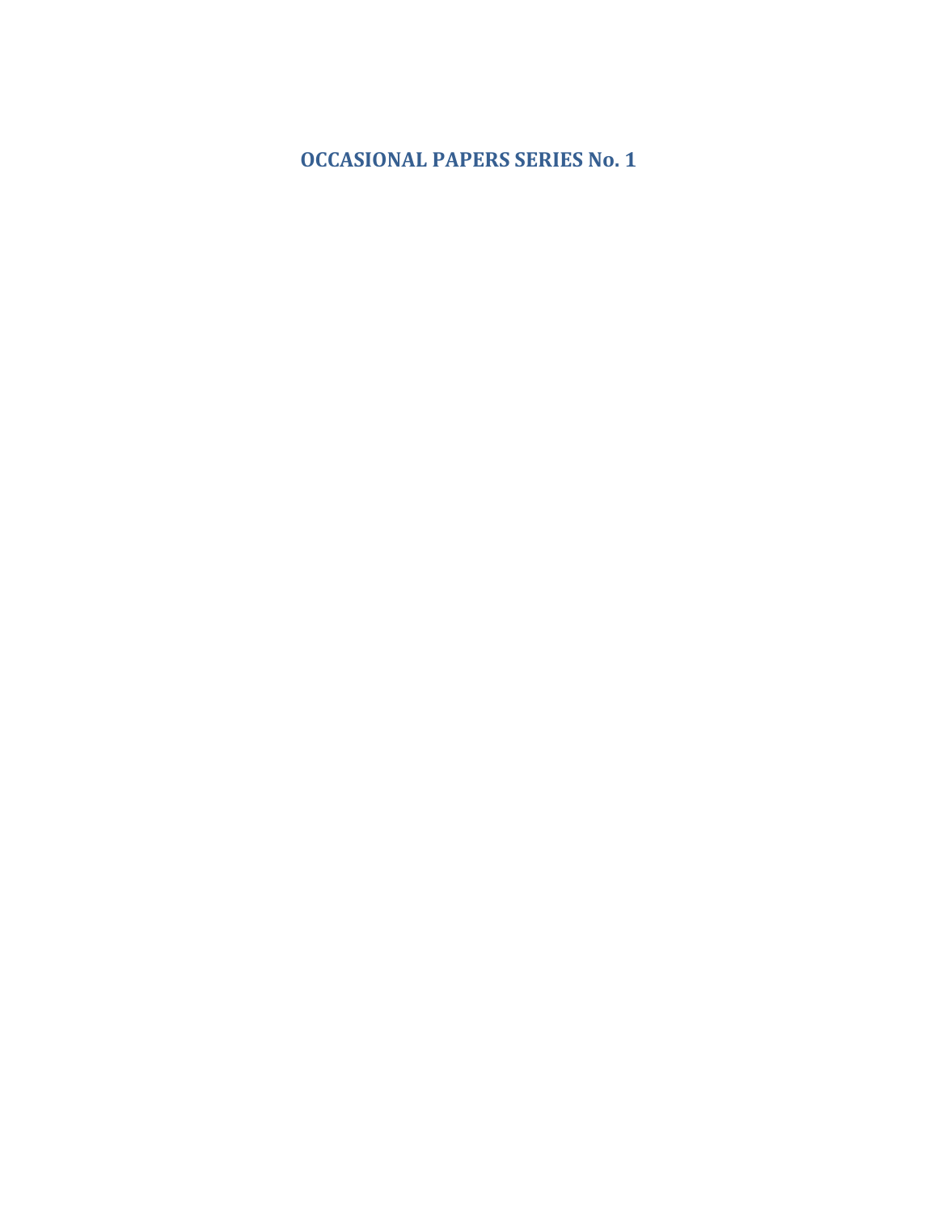# OCCASIONAL PAPERS SERIES No. 1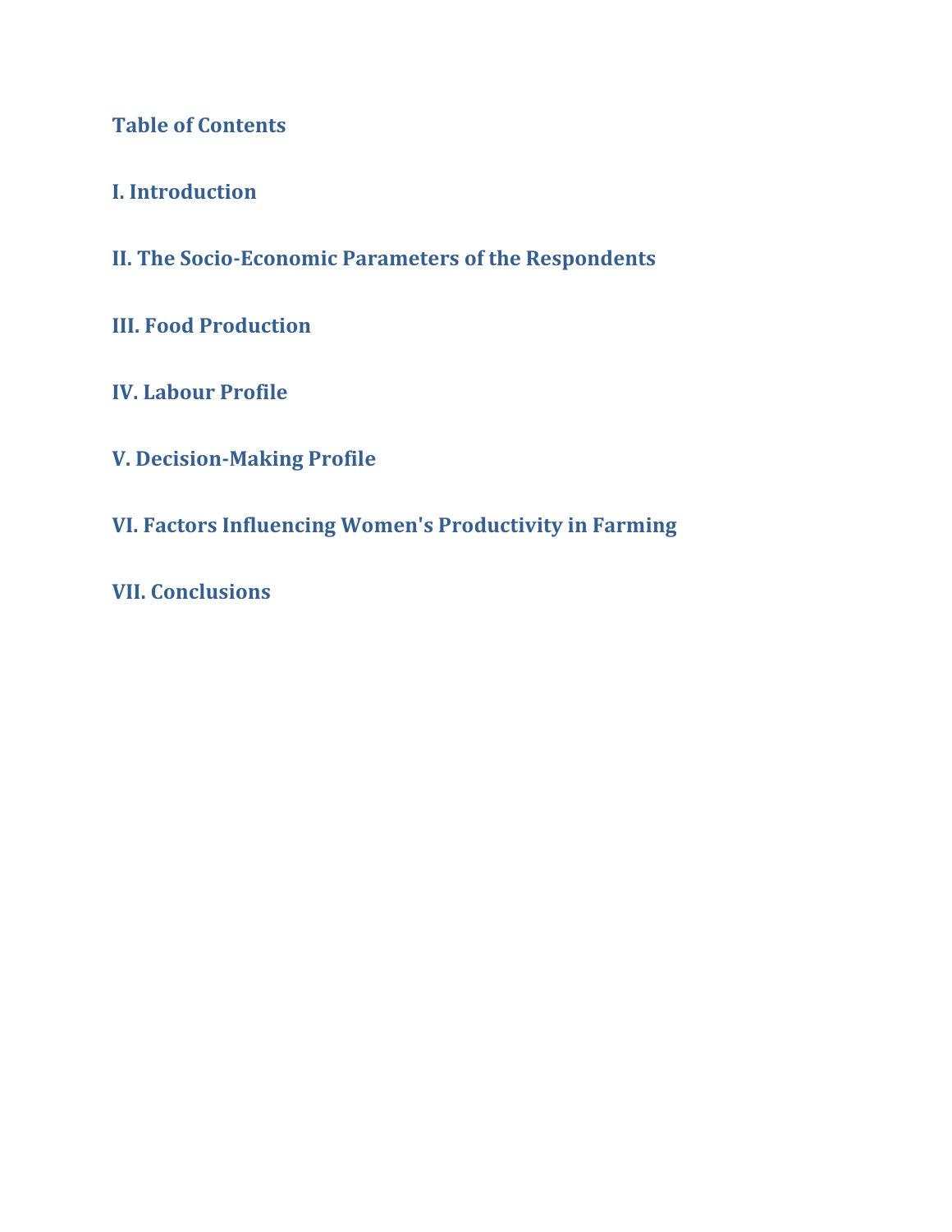## Table of Contents

**I. Introduction**

**II. The Socio-Economic Parameters of the Respondents**

**III. Food Production**

**IV. Labour Profile**

**V. Decision-Making Profile**

**VI. Factors Influencing Women's Productivity in Farming**

**VII. Conclusions**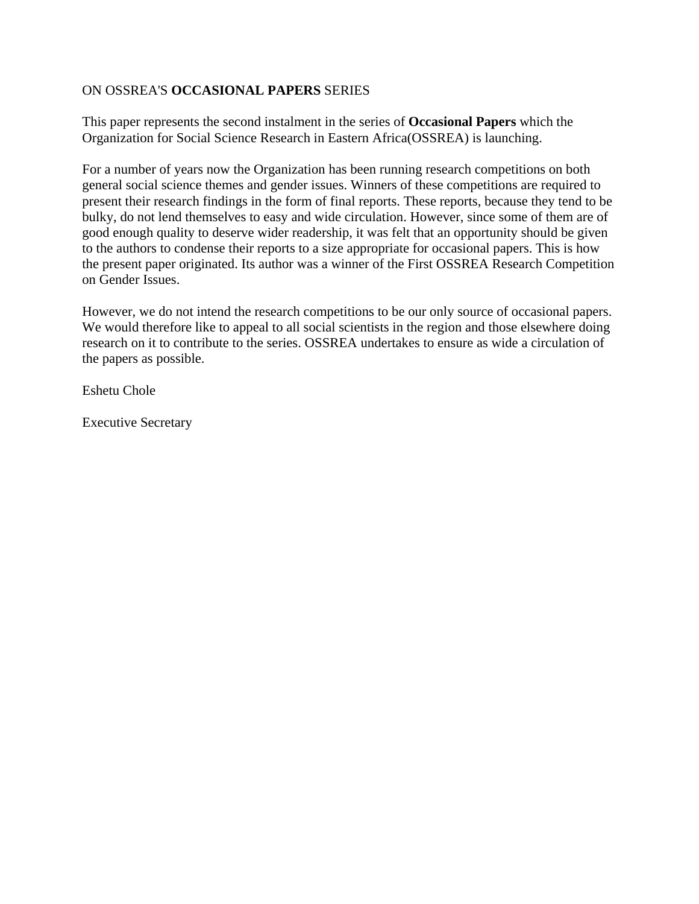ON OSSREA'S **OCCASIONAL PAPERS** SERIES

This paper represents the second instalment in the series of **Occasional Papers** which the Organization for Social Science Research in Eastern Africa(OSSREA) is launching.

For a number of years now the Organization has been running research competitions on both general social science themes and gender issues. Winners of these competitions are required to present their research findings in the form of final reports. These reports, because they tend to be bulky, do not lend themselves to easy and wide circulation. However, since some of them are of good enough quality to deserve wider readership, it was felt that an opportunity should be given to the authors to condense their reports to a size appropriate for occasional papers. This is how the present paper originated. Its author was a winner of the First OSSREA Research Competition on Gender Issues.

However, we do not intend the research competitions to be our only source of occasional papers. We would therefore like to appeal to all social scientists in the region and those elsewhere doing research on it to contribute to the series. OSSREA undertakes to ensure as wide a circulation of the papers as possible.

Eshetu Chole

Executive Secretary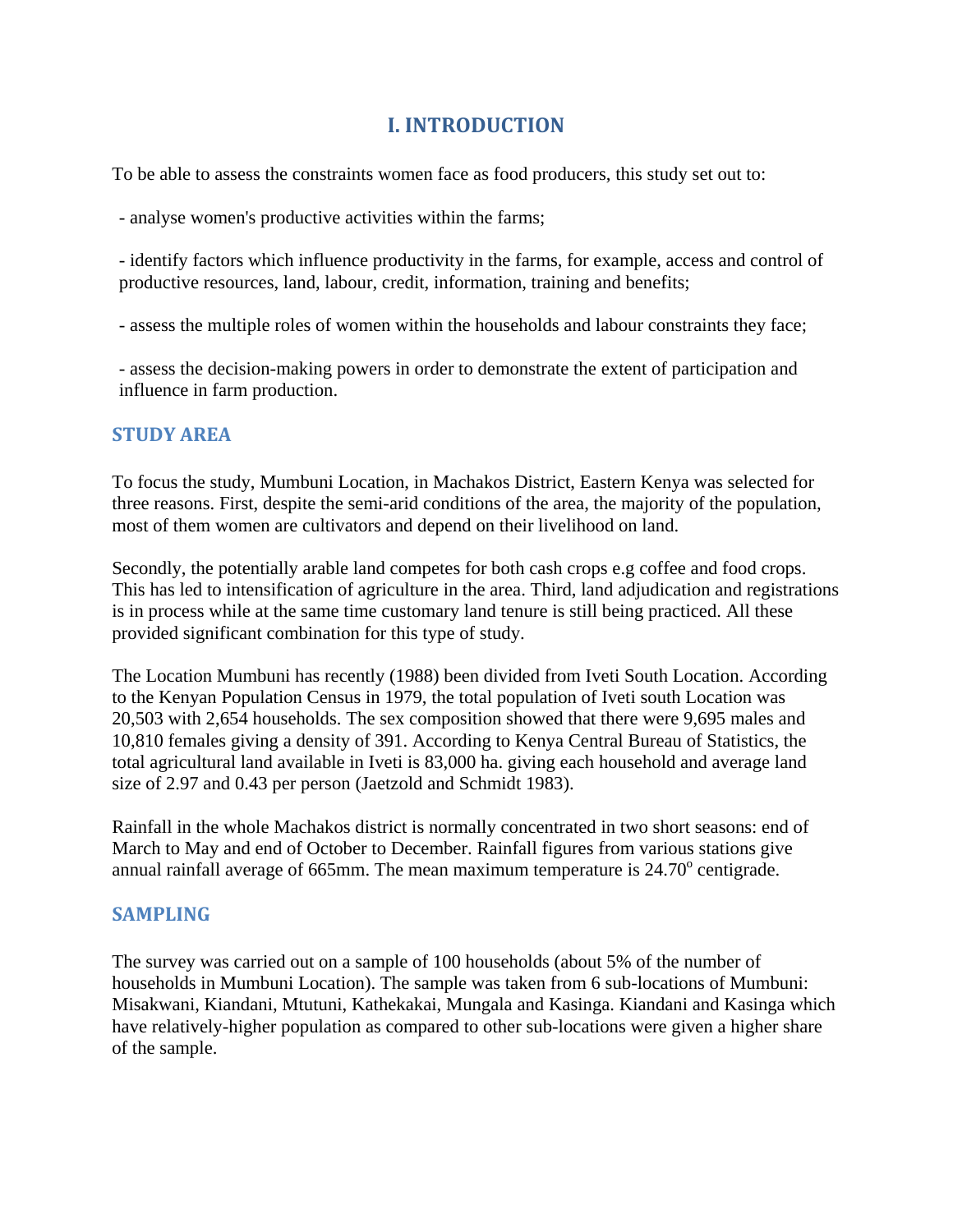# I. INTRODUCTION

To be able to assess the constraints women face as food producers, this study set out to:

- analyse women's productive activities within the farms;

- identify factors which influence productivity in the farms, for example, access and control of productive resources, land, labour, credit, information, training and benefits;

- assess the multiple roles of women within the households and labour constraints they face;

- assess the decision-making powers in order to demonstrate the extent of participation and influence in farm production.

## STUDY AREA

To focus the study, Mumbuni Location, in Machakos District, Eastern Kenya was selected for three reasons. First, despite the semi-arid conditions of the area, the majority of the population, most of them women are cultivators and depend on their livelihood on land.

Secondly, the potentially arable land competes for both cash crops e.g coffee and food crops. This has led to intensification of agriculture in the area. Third, land adjudication and registrations is in process while at the same time customary land tenure is still being practiced. All these provided significant combination for this type of study.

The Location Mumbuni has recently (1988) been divided from Iveti South Location. According to the Kenyan Population Census in 1979, the total population of Iveti south Location was 20,503 with 2,654 households. The sex composition showed that there were 9,695 males and 10,810 females giving a density of 391. According to Kenya Central Bureau of Statistics, the total agricultural land available in Iveti is 83,000 ha. giving each household and average land size of 2.97 and 0.43 per person (Jaetzold and Schmidt 1983).

Rainfall in the whole Machakos district is normally concentrated in two short seasons: end of March to May and end of October to December. Rainfall figures from various stations give annual rainfall average of 665mm. The mean maximum temperature is 24.70$^{o}$ centigrade.

## SAMPLING

The survey was carried out on a sample of 100 households (about 5% of the number of households in Mumbuni Location). The sample was taken from 6 sub-locations of Mumbuni: Misakwani, Kiandani, Mtutuni, Kathekakai, Mungala and Kasinga. Kiandani and Kasinga which have relatively-higher population as compared to other sub-locations were given a higher share of the sample.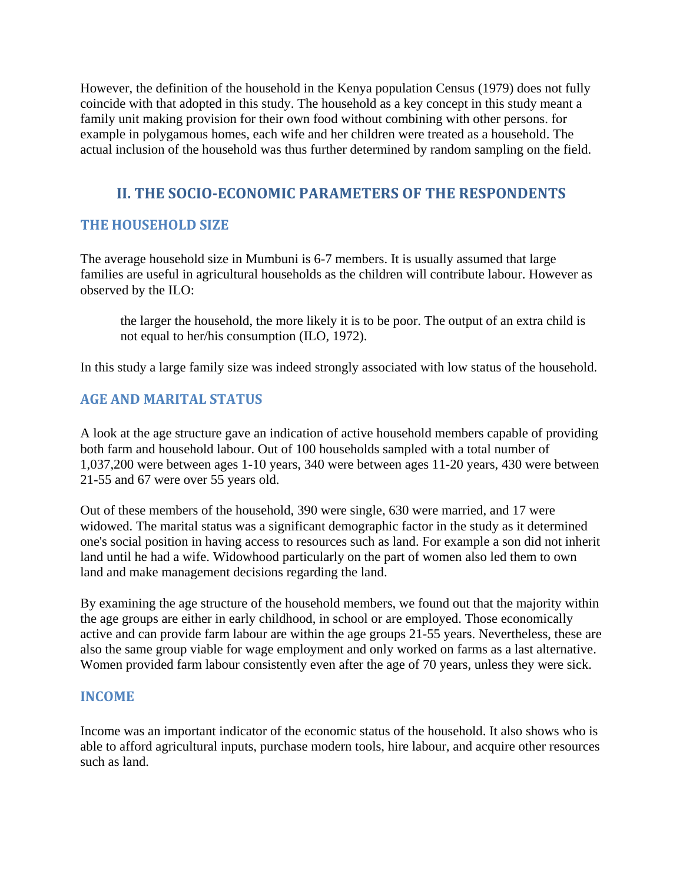However, the definition of the household in the Kenya population Census (1979) does not fully coincide with that adopted in this study. The household as a key concept in this study meant a family unit making provision for their own food without combining with other persons. for example in polygamous homes, each wife and her children were treated as a household. The actual inclusion of the household was thus further determined by random sampling on the field.

## II. THE SOCIO-ECONOMIC PARAMETERS OF THE RESPONDENTS

### THE HOUSEHOLD SIZE

The average household size in Mumbuni is 6-7 members. It is usually assumed that large families are useful in agricultural households as the children will contribute labour. However as observed by the ILO:

> the larger the household, the more likely it is to be poor. The output of an extra child is not equal to her/his consumption (ILO, 1972).

In this study a large family size was indeed strongly associated with low status of the household.

### AGE AND MARITAL STATUS

A look at the age structure gave an indication of active household members capable of providing both farm and household labour. Out of 100 households sampled with a total number of 1,037,200 were between ages 1-10 years, 340 were between ages 11-20 years, 430 were between 21-55 and 67 were over 55 years old.

Out of these members of the household, 390 were single, 630 were married, and 17 were widowed. The marital status was a significant demographic factor in the study as it determined one's social position in having access to resources such as land. For example a son did not inherit land until he had a wife. Widowhood particularly on the part of women also led them to own land and make management decisions regarding the land.

By examining the age structure of the household members, we found out that the majority within the age groups are either in early childhood, in school or are employed. Those economically active and can provide farm labour are within the age groups 21-55 years. Nevertheless, these are also the same group viable for wage employment and only worked on farms as a last alternative. Women provided farm labour consistently even after the age of 70 years, unless they were sick.

### INCOME

Income was an important indicator of the economic status of the household. It also shows who is able to afford agricultural inputs, purchase modern tools, hire labour, and acquire other resources such as land.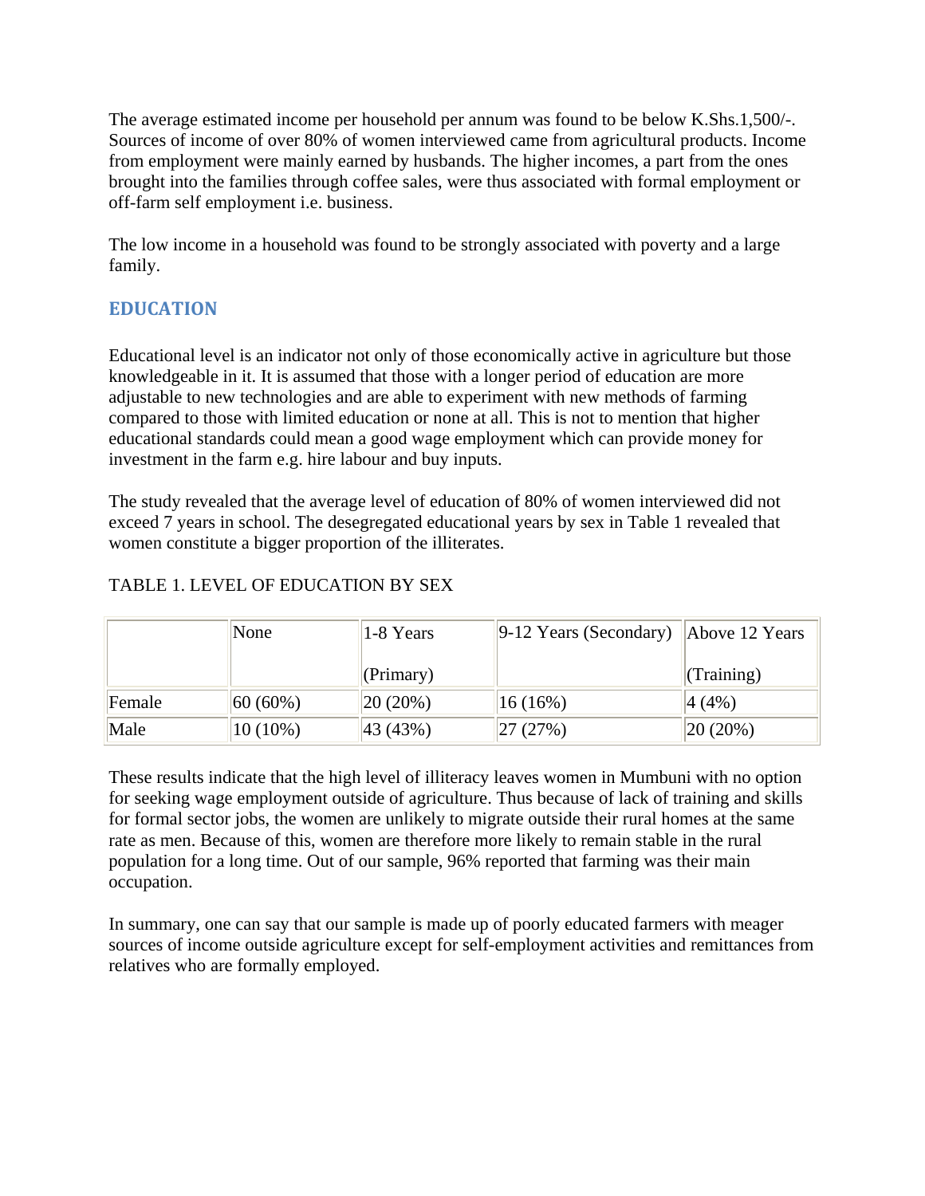The average estimated income per household per annum was found to be below K.Shs.1,500/-. Sources of income of over 80% of women interviewed came from agricultural products. Income from employment were mainly earned by husbands. The higher incomes, a part from the ones brought into the families through coffee sales, were thus associated with formal employment or off-farm self employment i.e. business.

The low income in a household was found to be strongly associated with poverty and a large family.

## EDUCATION

Educational level is an indicator not only of those economically active in agriculture but those knowledgeable in it. It is assumed that those with a longer period of education are more adjustable to new technologies and are able to experiment with new methods of farming compared to those with limited education or none at all. This is not to mention that higher educational standards could mean a good wage employment which can provide money for investment in the farm e.g. hire labour and buy inputs.

The study revealed that the average level of education of 80% of women interviewed did not exceed 7 years in school. The desegregated educational years by sex in Table 1 revealed that women constitute a bigger proportion of the illiterates.

TABLE 1. LEVEL OF EDUCATION BY SEX

| | None | 1-8 Years (Primary) | 9-12 Years (Secondary) | Above 12 Years (Training) |
|---|---|---|---|---|
| Female | 60 (60%) | 20 (20%) | 16 (16%) | 4 (4%) |
| Male | 10 (10%) | 43 (43%) | 27 (27%) | 20 (20%) |

These results indicate that the high level of illiteracy leaves women in Mumbuni with no option for seeking wage employment outside of agriculture. Thus because of lack of training and skills for formal sector jobs, the women are unlikely to migrate outside their rural homes at the same rate as men. Because of this, women are therefore more likely to remain stable in the rural population for a long time. Out of our sample, 96% reported that farming was their main occupation.

In summary, one can say that our sample is made up of poorly educated farmers with meager sources of income outside agriculture except for self-employment activities and remittances from relatives who are formally employed.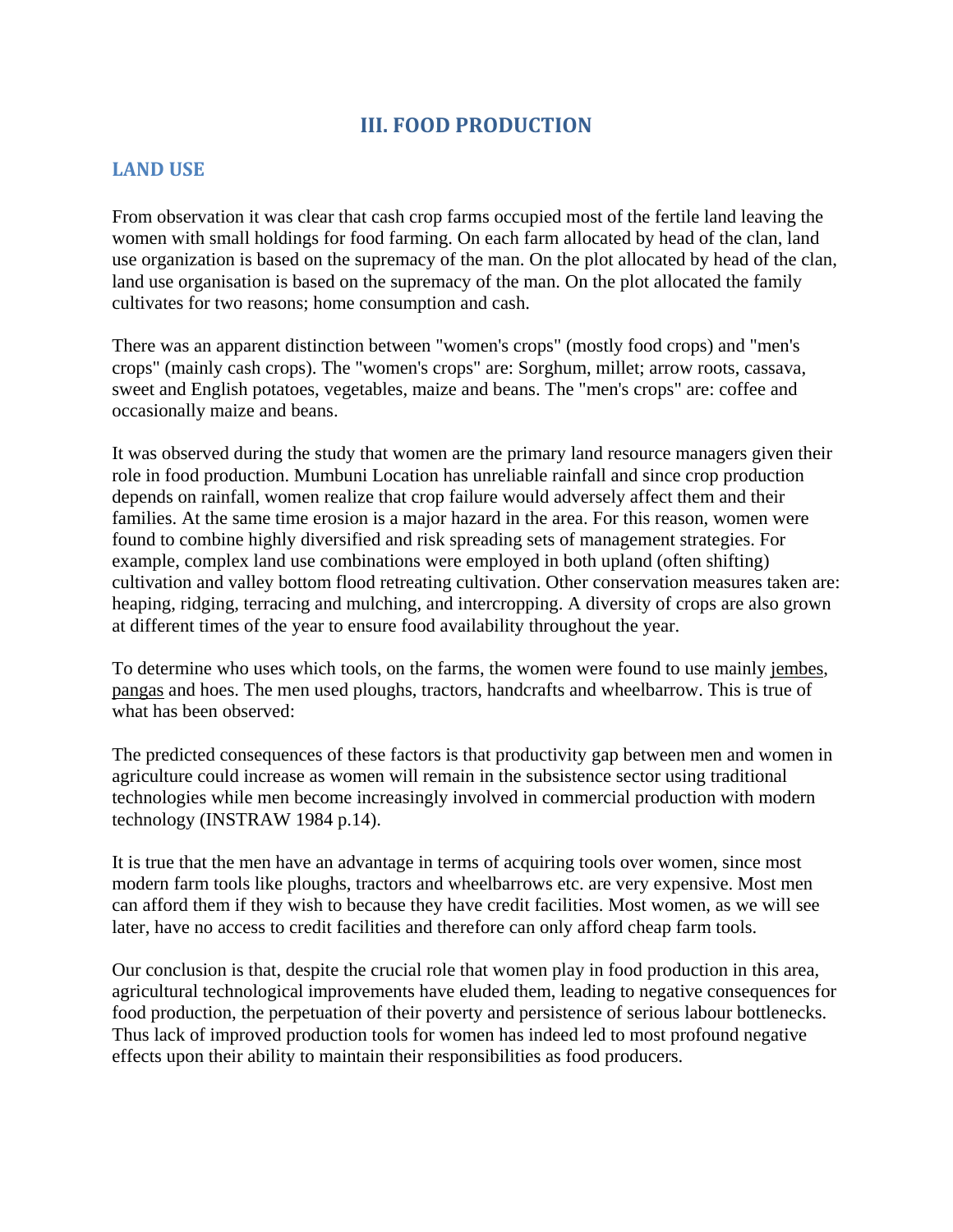# III. FOOD PRODUCTION

## LAND USE

From observation it was clear that cash crop farms occupied most of the fertile land leaving the women with small holdings for food farming. On each farm allocated by head of the clan, land use organization is based on the supremacy of the man. On the plot allocated by head of the clan, land use organisation is based on the supremacy of the man. On the plot allocated the family cultivates for two reasons; home consumption and cash.

There was an apparent distinction between "women's crops" (mostly food crops) and "men's crops" (mainly cash crops). The "women's crops" are: Sorghum, millet; arrow roots, cassava, sweet and English potatoes, vegetables, maize and beans. The "men's crops" are: coffee and occasionally maize and beans.

It was observed during the study that women are the primary land resource managers given their role in food production. Mumbuni Location has unreliable rainfall and since crop production depends on rainfall, women realize that crop failure would adversely affect them and their families. At the same time erosion is a major hazard in the area. For this reason, women were found to combine highly diversified and risk spreading sets of management strategies. For example, complex land use combinations were employed in both upland (often shifting) cultivation and valley bottom flood retreating cultivation. Other conservation measures taken are: heaping, ridging, terracing and mulching, and intercropping. A diversity of crops are also grown at different times of the year to ensure food availability throughout the year.

To determine who uses which tools, on the farms, the women were found to use mainly jembes, pangas and hoes. The men used ploughs, tractors, handcrafts and wheelbarrow. This is true of what has been observed:

The predicted consequences of these factors is that productivity gap between men and women in agriculture could increase as women will remain in the subsistence sector using traditional technologies while men become increasingly involved in commercial production with modern technology (INSTRAW 1984 p.14).

It is true that the men have an advantage in terms of acquiring tools over women, since most modern farm tools like ploughs, tractors and wheelbarrows etc. are very expensive. Most men can afford them if they wish to because they have credit facilities. Most women, as we will see later, have no access to credit facilities and therefore can only afford cheap farm tools.

Our conclusion is that, despite the crucial role that women play in food production in this area, agricultural technological improvements have eluded them, leading to negative consequences for food production, the perpetuation of their poverty and persistence of serious labour bottlenecks. Thus lack of improved production tools for women has indeed led to most profound negative effects upon their ability to maintain their responsibilities as food producers.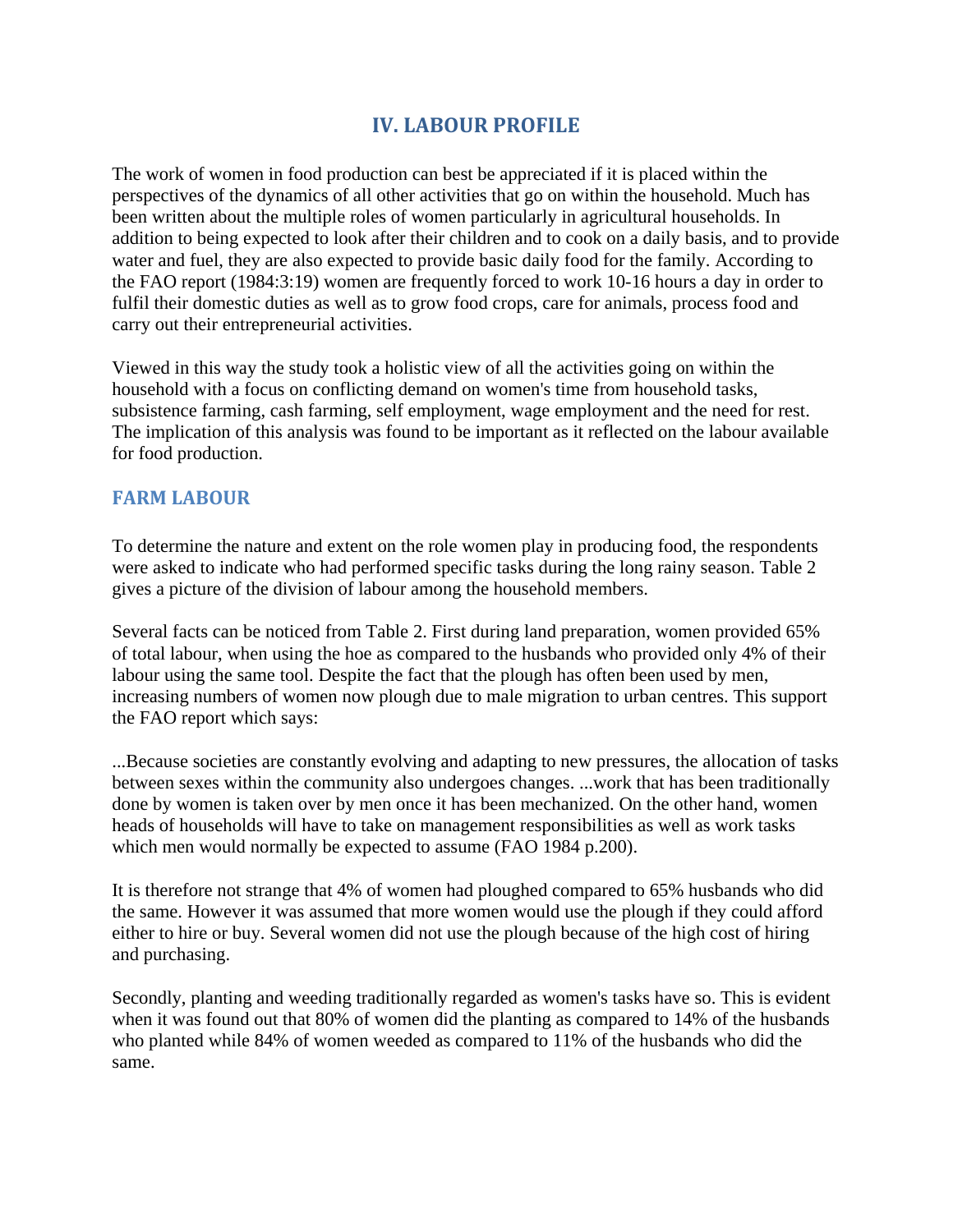## IV. LABOUR PROFILE

The work of women in food production can best be appreciated if it is placed within the perspectives of the dynamics of all other activities that go on within the household. Much has been written about the multiple roles of women particularly in agricultural households. In addition to being expected to look after their children and to cook on a daily basis, and to provide water and fuel, they are also expected to provide basic daily food for the family. According to the FAO report (1984:3:19) women are frequently forced to work 10-16 hours a day in order to fulfil their domestic duties as well as to grow food crops, care for animals, process food and carry out their entrepreneurial activities.

Viewed in this way the study took a holistic view of all the activities going on within the household with a focus on conflicting demand on women's time from household tasks, subsistence farming, cash farming, self employment, wage employment and the need for rest. The implication of this analysis was found to be important as it reflected on the labour available for food production.

### FARM LABOUR

To determine the nature and extent on the role women play in producing food, the respondents were asked to indicate who had performed specific tasks during the long rainy season. Table 2 gives a picture of the division of labour among the household members.

Several facts can be noticed from Table 2. First during land preparation, women provided 65% of total labour, when using the hoe as compared to the husbands who provided only 4% of their labour using the same tool. Despite the fact that the plough has often been used by men, increasing numbers of women now plough due to male migration to urban centres. This support the FAO report which says:

...Because societies are constantly evolving and adapting to new pressures, the allocation of tasks between sexes within the community also undergoes changes. ...work that has been traditionally done by women is taken over by men once it has been mechanized. On the other hand, women heads of households will have to take on management responsibilities as well as work tasks which men would normally be expected to assume (FAO 1984 p.200).

It is therefore not strange that 4% of women had ploughed compared to 65% husbands who did the same. However it was assumed that more women would use the plough if they could afford either to hire or buy. Several women did not use the plough because of the high cost of hiring and purchasing.

Secondly, planting and weeding traditionally regarded as women's tasks have so. This is evident when it was found out that 80% of women did the planting as compared to 14% of the husbands who planted while 84% of women weeded as compared to 11% of the husbands who did the same.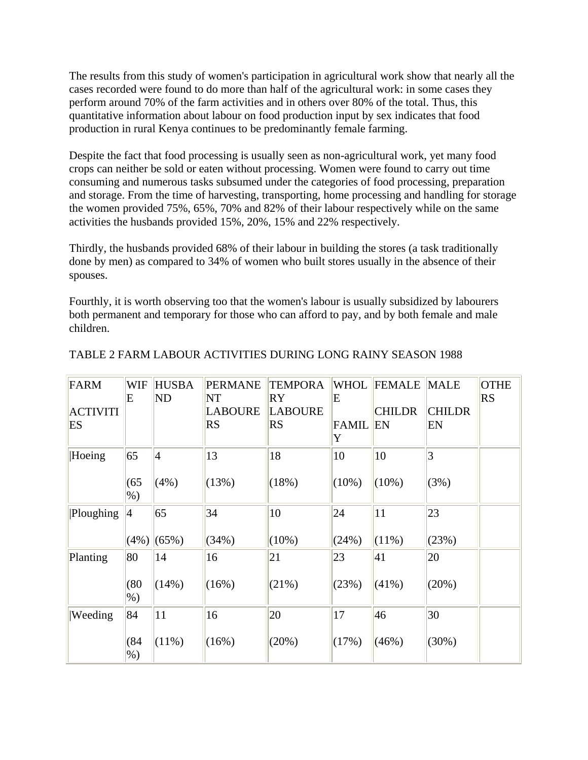The results from this study of women's participation in agricultural work show that nearly all the cases recorded were found to do more than half of the agricultural work: in some cases they perform around 70% of the farm activities and in others over 80% of the total. Thus, this quantitative information about labour on food production input by sex indicates that food production in rural Kenya continues to be predominantly female farming.

Despite the fact that food processing is usually seen as non-agricultural work, yet many food crops can neither be sold or eaten without processing. Women were found to carry out time consuming and numerous tasks subsumed under the categories of food processing, preparation and storage. From the time of harvesting, transporting, home processing and handling for storage the women provided 75%, 65%, 70% and 82% of their labour respectively while on the same activities the husbands provided 15%, 20%, 15% and 22% respectively.

Thirdly, the husbands provided 68% of their labour in building the stores (a task traditionally done by men) as compared to 34% of women who built stores usually in the absence of their spouses.

Fourthly, it is worth observing too that the women's labour is usually subsidized by labourers both permanent and temporary for those who can afford to pay, and by both female and male children.

TABLE 2 FARM LABOUR ACTIVITIES DURING LONG RAINY SEASON 1988

| FARM ACTIVITIES | WIFE | HUSBAND | PERMANENT LABOURERS | TEMPORARY LABOURERS | WHOLE FAMILY | FEMALE CHILDREN | MALE CHILDREN | OTHERS |
|---|---|---|---|---|---|---|---|---|
| \|Hoeing | 65 (65%) | 4 (4%) | 13 (13%) | 18 (18%) | 10 (10%) | 10 (10%) | 3 (3%) | |
| \|Ploughing | 4 (4%) | 65 (65%) | 34 (34%) | 10 (10%) | 24 (24%) | 11 (11%) | 23 (23%) | |
| Planting | 80 (80%) | 14 (14%) | 16 (16%) | 21 (21%) | 23 (23%) | 41 (41%) | 20 (20%) | |
| \|Weeding | 84 (84%) | 11 (11%) | 16 (16%) | 20 (20%) | 17 (17%) | 46 (46%) | 30 (30%) | |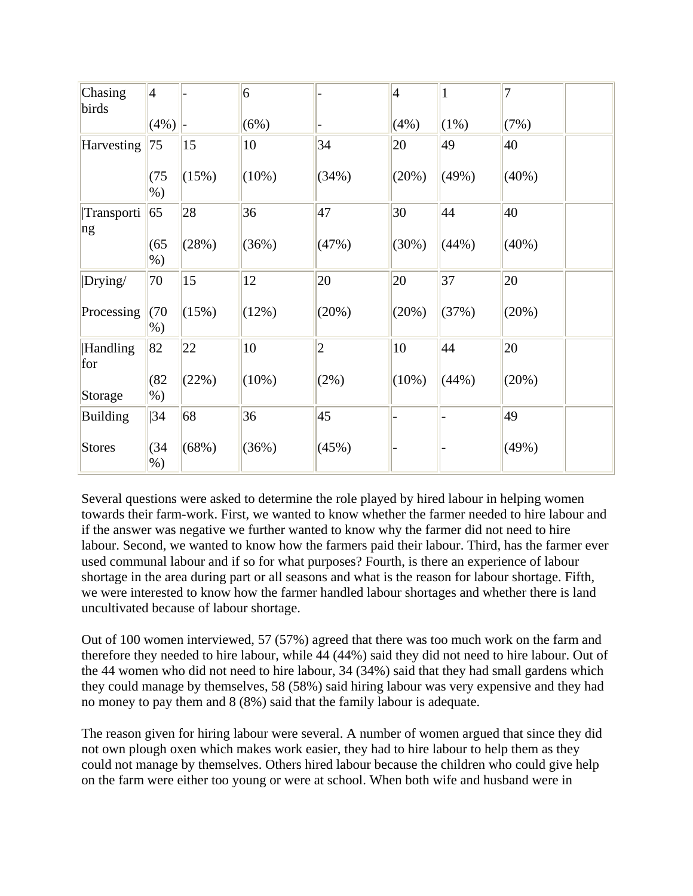| Chasing birds | 4 (4%) | - - | 6 (6%) | - - | 4 (4%) | 1 (1%) | 7 (7%) | |
|---|---|---|---|---|---|---|---|---|
| Harvesting | 75 (75 %) | 15 (15%) | 10 (10%) | 34 (34%) | 20 (20%) | 49 (49%) | 40 (40%) | |
| \|Transporting | 65 (65 %) | 28 (28%) | 36 (36%) | 47 (47%) | 30 (30%) | 44 (44%) | 40 (40%) | |
| \|Drying/ Processing | 70 (70 %) | 15 (15%) | 12 (12%) | 20 (20%) | 20 (20%) | 37 (37%) | 20 (20%) | |
| \|Handling for Storage | 82 (82 %) | 22 (22%) | 10 (10%) | 2 (2%) | 10 (10%) | 44 (44%) | 20 (20%) | |
| Building Stores | \|34 (34 %) | 68 (68%) | 36 (36%) | 45 (45%) | - - | - - | 49 (49%) | |

Several questions were asked to determine the role played by hired labour in helping women towards their farm-work. First, we wanted to know whether the farmer needed to hire labour and if the answer was negative we further wanted to know why the farmer did not need to hire labour. Second, we wanted to know how the farmers paid their labour. Third, has the farmer ever used communal labour and if so for what purposes? Fourth, is there an experience of labour shortage in the area during part or all seasons and what is the reason for labour shortage. Fifth, we were interested to know how the farmer handled labour shortages and whether there is land uncultivated because of labour shortage.

Out of 100 women interviewed, 57 (57%) agreed that there was too much work on the farm and therefore they needed to hire labour, while 44 (44%) said they did not need to hire labour. Out of the 44 women who did not need to hire labour, 34 (34%) said that they had small gardens which they could manage by themselves, 58 (58%) said hiring labour was very expensive and they had no money to pay them and 8 (8%) said that the family labour is adequate.

The reason given for hiring labour were several. A number of women argued that since they did not own plough oxen which makes work easier, they had to hire labour to help them as they could not manage by themselves. Others hired labour because the children who could give help on the farm were either too young or were at school. When both wife and husband were in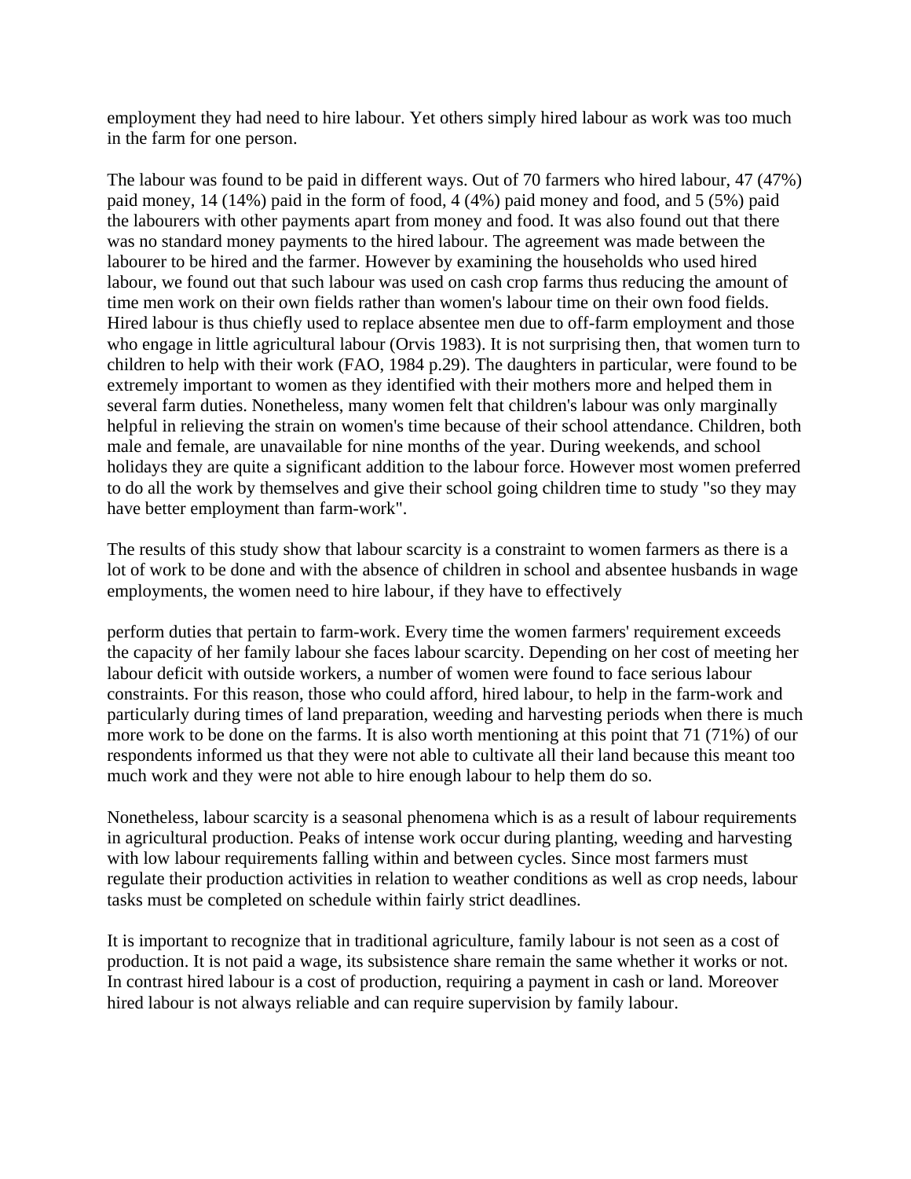employment they had need to hire labour. Yet others simply hired labour as work was too much in the farm for one person.

The labour was found to be paid in different ways. Out of 70 farmers who hired labour, 47 (47%) paid money, 14 (14%) paid in the form of food, 4 (4%) paid money and food, and 5 (5%) paid the labourers with other payments apart from money and food. It was also found out that there was no standard money payments to the hired labour. The agreement was made between the labourer to be hired and the farmer. However by examining the households who used hired labour, we found out that such labour was used on cash crop farms thus reducing the amount of time men work on their own fields rather than women's labour time on their own food fields. Hired labour is thus chiefly used to replace absentee men due to off-farm employment and those who engage in little agricultural labour (Orvis 1983). It is not surprising then, that women turn to children to help with their work (FAO, 1984 p.29). The daughters in particular, were found to be extremely important to women as they identified with their mothers more and helped them in several farm duties. Nonetheless, many women felt that children's labour was only marginally helpful in relieving the strain on women's time because of their school attendance. Children, both male and female, are unavailable for nine months of the year. During weekends, and school holidays they are quite a significant addition to the labour force. However most women preferred to do all the work by themselves and give their school going children time to study "so they may have better employment than farm-work".

The results of this study show that labour scarcity is a constraint to women farmers as there is a lot of work to be done and with the absence of children in school and absentee husbands in wage employments, the women need to hire labour, if they have to effectively

perform duties that pertain to farm-work. Every time the women farmers' requirement exceeds the capacity of her family labour she faces labour scarcity. Depending on her cost of meeting her labour deficit with outside workers, a number of women were found to face serious labour constraints. For this reason, those who could afford, hired labour, to help in the farm-work and particularly during times of land preparation, weeding and harvesting periods when there is much more work to be done on the farms. It is also worth mentioning at this point that 71 (71%) of our respondents informed us that they were not able to cultivate all their land because this meant too much work and they were not able to hire enough labour to help them do so.

Nonetheless, labour scarcity is a seasonal phenomena which is as a result of labour requirements in agricultural production. Peaks of intense work occur during planting, weeding and harvesting with low labour requirements falling within and between cycles. Since most farmers must regulate their production activities in relation to weather conditions as well as crop needs, labour tasks must be completed on schedule within fairly strict deadlines.

It is important to recognize that in traditional agriculture, family labour is not seen as a cost of production. It is not paid a wage, its subsistence share remain the same whether it works or not. In contrast hired labour is a cost of production, requiring a payment in cash or land. Moreover hired labour is not always reliable and can require supervision by family labour.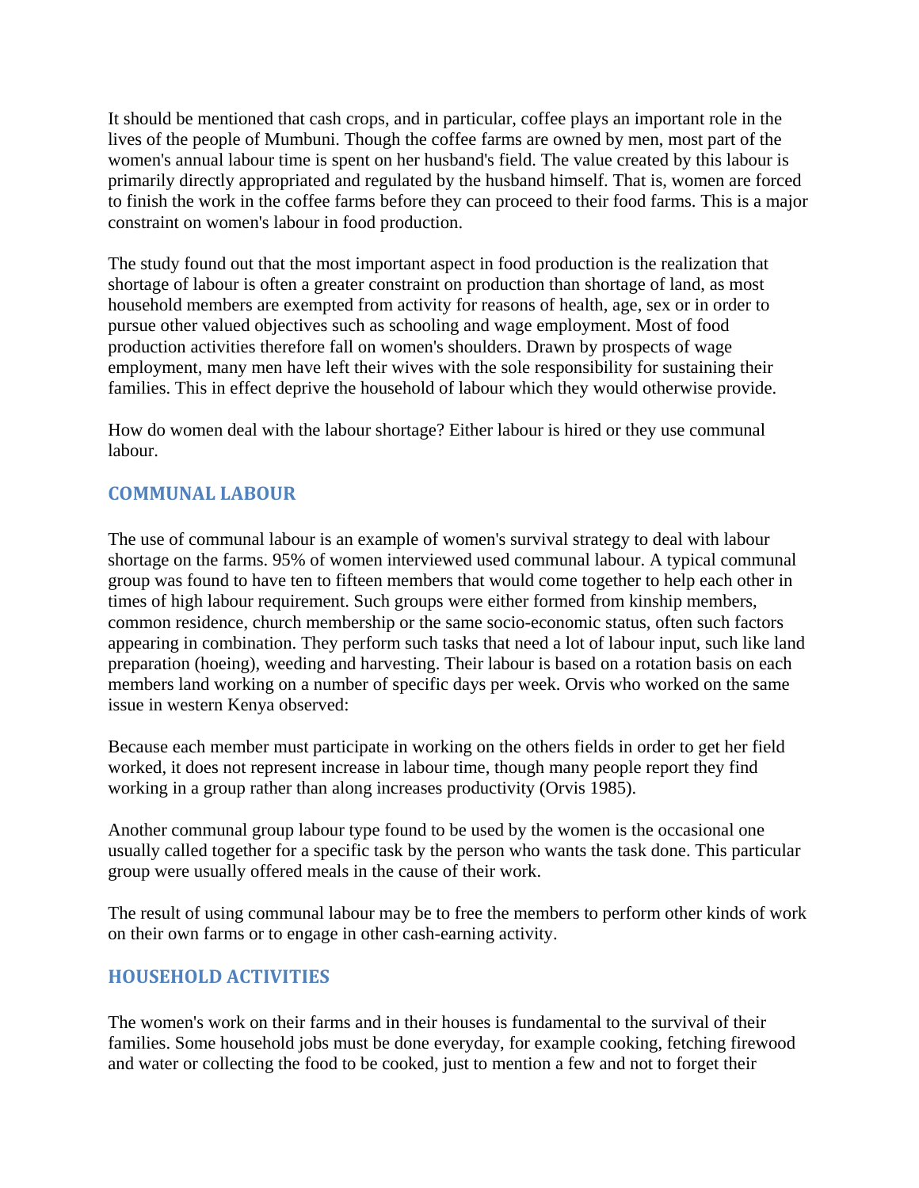It should be mentioned that cash crops, and in particular, coffee plays an important role in the lives of the people of Mumbuni. Though the coffee farms are owned by men, most part of the women's annual labour time is spent on her husband's field. The value created by this labour is primarily directly appropriated and regulated by the husband himself. That is, women are forced to finish the work in the coffee farms before they can proceed to their food farms. This is a major constraint on women's labour in food production.

The study found out that the most important aspect in food production is the realization that shortage of labour is often a greater constraint on production than shortage of land, as most household members are exempted from activity for reasons of health, age, sex or in order to pursue other valued objectives such as schooling and wage employment. Most of food production activities therefore fall on women's shoulders. Drawn by prospects of wage employment, many men have left their wives with the sole responsibility for sustaining their families. This in effect deprive the household of labour which they would otherwise provide.

How do women deal with the labour shortage? Either labour is hired or they use communal labour.

## COMMUNAL LABOUR

The use of communal labour is an example of women's survival strategy to deal with labour shortage on the farms. 95% of women interviewed used communal labour. A typical communal group was found to have ten to fifteen members that would come together to help each other in times of high labour requirement. Such groups were either formed from kinship members, common residence, church membership or the same socio-economic status, often such factors appearing in combination. They perform such tasks that need a lot of labour input, such like land preparation (hoeing), weeding and harvesting. Their labour is based on a rotation basis on each members land working on a number of specific days per week. Orvis who worked on the same issue in western Kenya observed:

Because each member must participate in working on the others fields in order to get her field worked, it does not represent increase in labour time, though many people report they find working in a group rather than along increases productivity (Orvis 1985).

Another communal group labour type found to be used by the women is the occasional one usually called together for a specific task by the person who wants the task done. This particular group were usually offered meals in the cause of their work.

The result of using communal labour may be to free the members to perform other kinds of work on their own farms or to engage in other cash-earning activity.

## HOUSEHOLD ACTIVITIES

The women's work on their farms and in their houses is fundamental to the survival of their families. Some household jobs must be done everyday, for example cooking, fetching firewood and water or collecting the food to be cooked, just to mention a few and not to forget their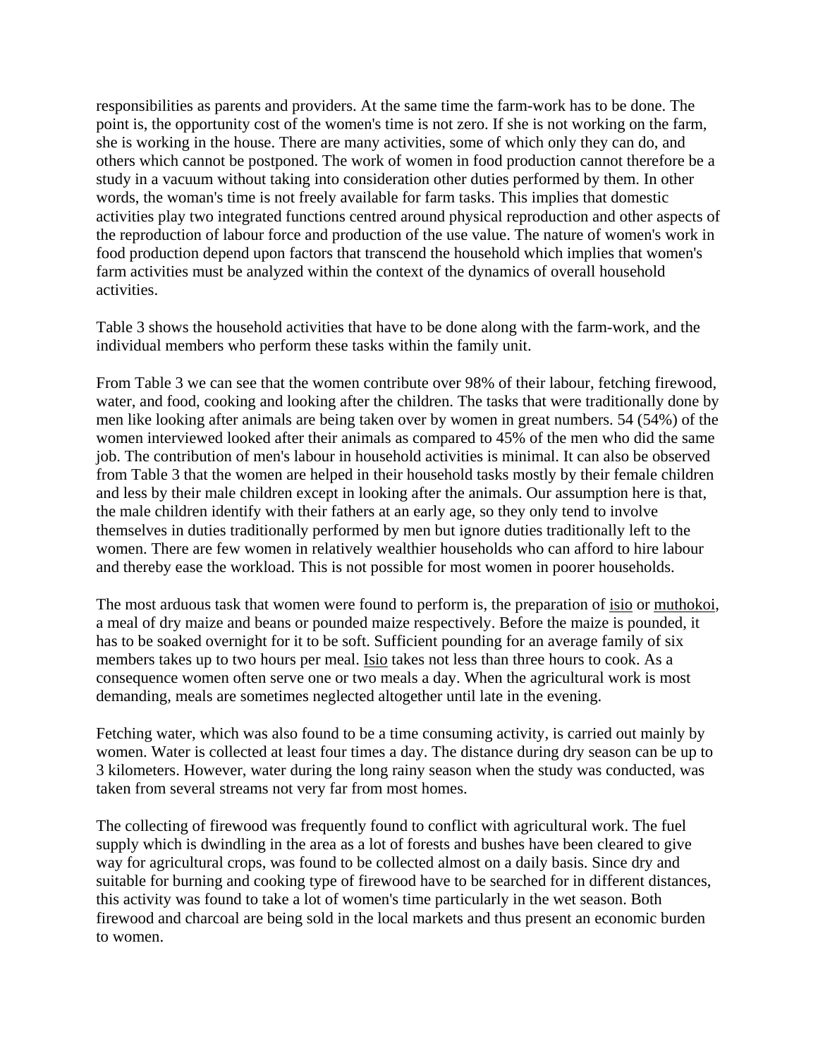responsibilities as parents and providers. At the same time the farm-work has to be done. The point is, the opportunity cost of the women's time is not zero. If she is not working on the farm, she is working in the house. There are many activities, some of which only they can do, and others which cannot be postponed. The work of women in food production cannot therefore be a study in a vacuum without taking into consideration other duties performed by them. In other words, the woman's time is not freely available for farm tasks. This implies that domestic activities play two integrated functions centred around physical reproduction and other aspects of the reproduction of labour force and production of the use value. The nature of women's work in food production depend upon factors that transcend the household which implies that women's farm activities must be analyzed within the context of the dynamics of overall household activities.

Table 3 shows the household activities that have to be done along with the farm-work, and the individual members who perform these tasks within the family unit.

From Table 3 we can see that the women contribute over 98% of their labour, fetching firewood, water, and food, cooking and looking after the children. The tasks that were traditionally done by men like looking after animals are being taken over by women in great numbers. 54 (54%) of the women interviewed looked after their animals as compared to 45% of the men who did the same job. The contribution of men's labour in household activities is minimal. It can also be observed from Table 3 that the women are helped in their household tasks mostly by their female children and less by their male children except in looking after the animals. Our assumption here is that, the male children identify with their fathers at an early age, so they only tend to involve themselves in duties traditionally performed by men but ignore duties traditionally left to the women. There are few women in relatively wealthier households who can afford to hire labour and thereby ease the workload. This is not possible for most women in poorer households.

The most arduous task that women were found to perform is, the preparation of isio or muthokoi, a meal of dry maize and beans or pounded maize respectively. Before the maize is pounded, it has to be soaked overnight for it to be soft. Sufficient pounding for an average family of six members takes up to two hours per meal. Isio takes not less than three hours to cook. As a consequence women often serve one or two meals a day. When the agricultural work is most demanding, meals are sometimes neglected altogether until late in the evening.

Fetching water, which was also found to be a time consuming activity, is carried out mainly by women. Water is collected at least four times a day. The distance during dry season can be up to 3 kilometers. However, water during the long rainy season when the study was conducted, was taken from several streams not very far from most homes.

The collecting of firewood was frequently found to conflict with agricultural work. The fuel supply which is dwindling in the area as a lot of forests and bushes have been cleared to give way for agricultural crops, was found to be collected almost on a daily basis. Since dry and suitable for burning and cooking type of firewood have to be searched for in different distances, this activity was found to take a lot of women's time particularly in the wet season. Both firewood and charcoal are being sold in the local markets and thus present an economic burden to women.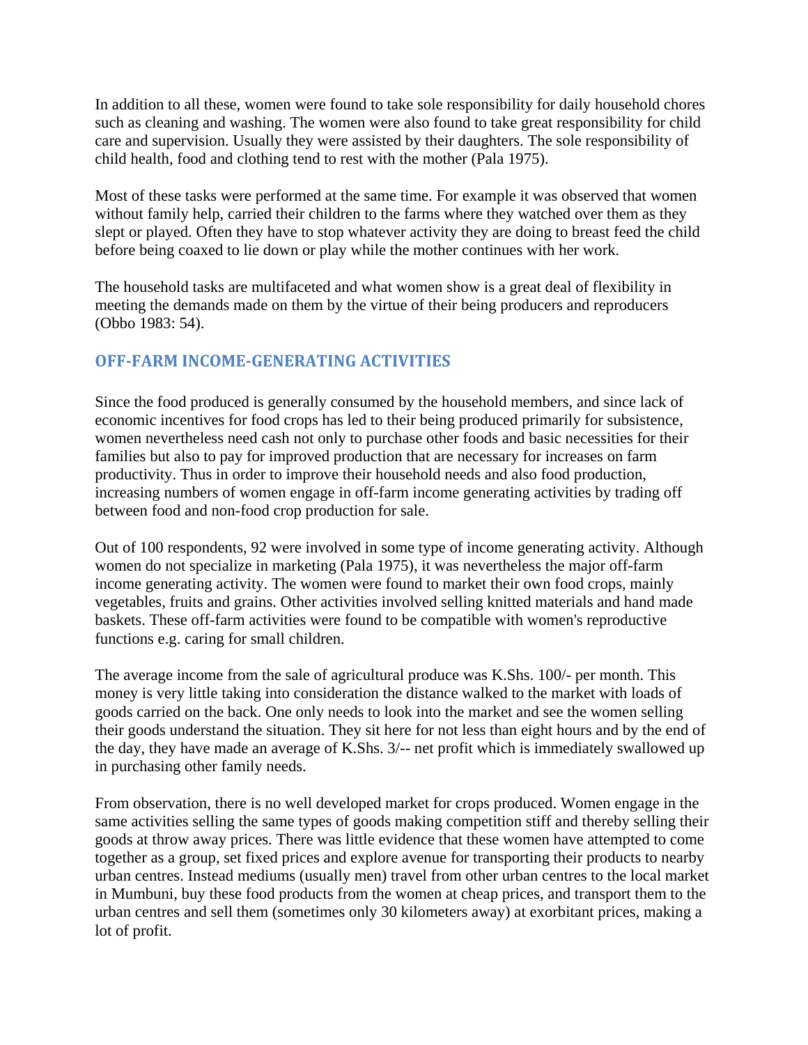In addition to all these, women were found to take sole responsibility for daily household chores such as cleaning and washing. The women were also found to take great responsibility for child care and supervision. Usually they were assisted by their daughters. The sole responsibility of child health, food and clothing tend to rest with the mother (Pala 1975).

Most of these tasks were performed at the same time. For example it was observed that women without family help, carried their children to the farms where they watched over them as they slept or played. Often they have to stop whatever activity they are doing to breast feed the child before being coaxed to lie down or play while the mother continues with her work.

The household tasks are multifaceted and what women show is a great deal of flexibility in meeting the demands made on them by the virtue of their being producers and reproducers (Obbo 1983: 54).

## OFF-FARM INCOME-GENERATING ACTIVITIES

Since the food produced is generally consumed by the household members, and since lack of economic incentives for food crops has led to their being produced primarily for subsistence, women nevertheless need cash not only to purchase other foods and basic necessities for their families but also to pay for improved production that are necessary for increases on farm productivity. Thus in order to improve their household needs and also food production, increasing numbers of women engage in off-farm income generating activities by trading off between food and non-food crop production for sale.

Out of 100 respondents, 92 were involved in some type of income generating activity. Although women do not specialize in marketing (Pala 1975), it was nevertheless the major off-farm income generating activity. The women were found to market their own food crops, mainly vegetables, fruits and grains. Other activities involved selling knitted materials and hand made baskets. These off-farm activities were found to be compatible with women's reproductive functions e.g. caring for small children.

The average income from the sale of agricultural produce was K.Shs. 100/- per month. This money is very little taking into consideration the distance walked to the market with loads of goods carried on the back. One only needs to look into the market and see the women selling their goods understand the situation. They sit here for not less than eight hours and by the end of the day, they have made an average of K.Shs. 3/-- net profit which is immediately swallowed up in purchasing other family needs.

From observation, there is no well developed market for crops produced. Women engage in the same activities selling the same types of goods making competition stiff and thereby selling their goods at throw away prices. There was little evidence that these women have attempted to come together as a group, set fixed prices and explore avenue for transporting their products to nearby urban centres. Instead mediums (usually men) travel from other urban centres to the local market in Mumbuni, buy these food products from the women at cheap prices, and transport them to the urban centres and sell them (sometimes only 30 kilometers away) at exorbitant prices, making a lot of profit.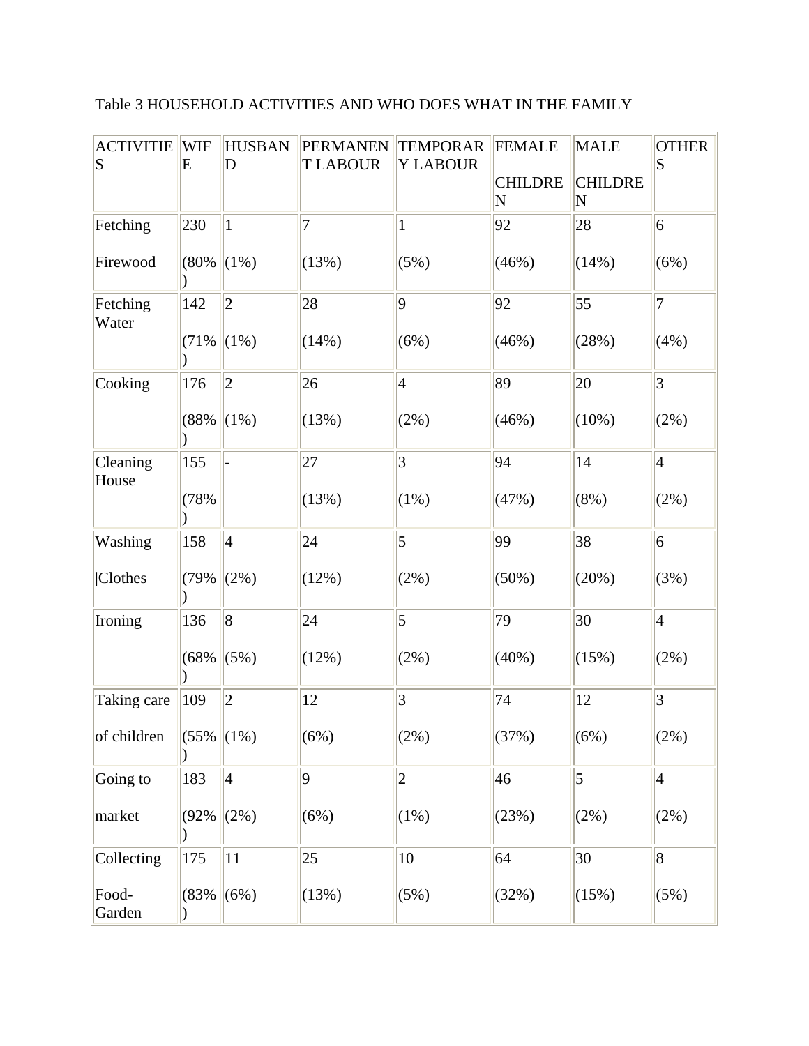Table 3 HOUSEHOLD ACTIVITIES AND WHO DOES WHAT IN THE FAMILY

| ACTIVITIES | WIFE | HUSBAND | PERMANENT LABOUR | TEMPORARY LABOUR | FEMALE CHILDREN | MALE CHILDREN | OTHERS |
|---|---|---|---|---|---|---|---|
| Fetching Firewood | 230 (80%) | 1 (1%) | 7 (13%) | 1 (5%) | 92 (46%) | 28 (14%) | 6 (6%) |
| Fetching Water | 142 (71%) | 2 (1%) | 28 (14%) | 9 (6%) | 92 (46%) | 55 (28%) | 7 (4%) |
| Cooking | 176 (88%) | 2 (1%) | 26 (13%) | 4 (2%) | 89 (46%) | 20 (10%) | 3 (2%) |
| Cleaning House | 155 (78%) | - | 27 (13%) | 3 (1%) | 94 (47%) | 14 (8%) | 4 (2%) |
| Washing \|Clothes | 158 (79%) | 4 (2%) | 24 (12%) | 5 (2%) | 99 (50%) | 38 (20%) | 6 (3%) |
| Ironing | 136 (68%) | 8 (5%) | 24 (12%) | 5 (2%) | 79 (40%) | 30 (15%) | 4 (2%) |
| Taking care of children | 109 (55%) | 2 (1%) | 12 (6%) | 3 (2%) | 74 (37%) | 12 (6%) | 3 (2%) |
| Going to market | 183 (92%) | 4 (2%) | 9 (6%) | 2 (1%) | 46 (23%) | 5 (2%) | 4 (2%) |
| Collecting Food-Garden | 175 (83%) | 11 (6%) | 25 (13%) | 10 (5%) | 64 (32%) | 30 (15%) | 8 (5%) |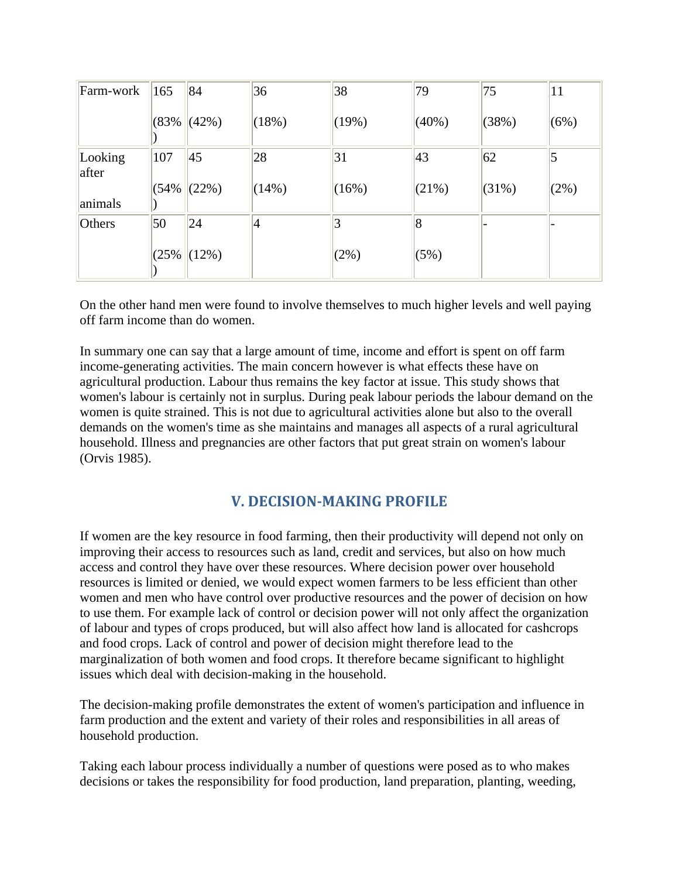| Farm-work | 165 (83%) | 84 (42%) | 36 (18%) | 38 (19%) | 79 (40%) | 75 (38%) | 11 (6%) |
|---|---|---|---|---|---|---|---|
| Looking after animals | 107 (54%) | 45 (22%) | 28 (14%) | 31 (16%) | 43 (21%) | 62 (31%) | 5 (2%) |
| Others | 50 (25%) | 24 (12%) | 4 | 3 (2%) | 8 (5%) | - | - |

On the other hand men were found to involve themselves to much higher levels and well paying off farm income than do women.

In summary one can say that a large amount of time, income and effort is spent on off farm income-generating activities. The main concern however is what effects these have on agricultural production. Labour thus remains the key factor at issue. This study shows that women's labour is certainly not in surplus. During peak labour periods the labour demand on the women is quite strained. This is not due to agricultural activities alone but also to the overall demands on the women's time as she maintains and manages all aspects of a rural agricultural household. Illness and pregnancies are other factors that put great strain on women's labour (Orvis 1985).

## V. DECISION-MAKING PROFILE

If women are the key resource in food farming, then their productivity will depend not only on improving their access to resources such as land, credit and services, but also on how much access and control they have over these resources. Where decision power over household resources is limited or denied, we would expect women farmers to be less efficient than other women and men who have control over productive resources and the power of decision on how to use them. For example lack of control or decision power will not only affect the organization of labour and types of crops produced, but will also affect how land is allocated for cashcrops and food crops. Lack of control and power of decision might therefore lead to the marginalization of both women and food crops. It therefore became significant to highlight issues which deal with decision-making in the household.

The decision-making profile demonstrates the extent of women's participation and influence in farm production and the extent and variety of their roles and responsibilities in all areas of household production.

Taking each labour process individually a number of questions were posed as to who makes decisions or takes the responsibility for food production, land preparation, planting, weeding,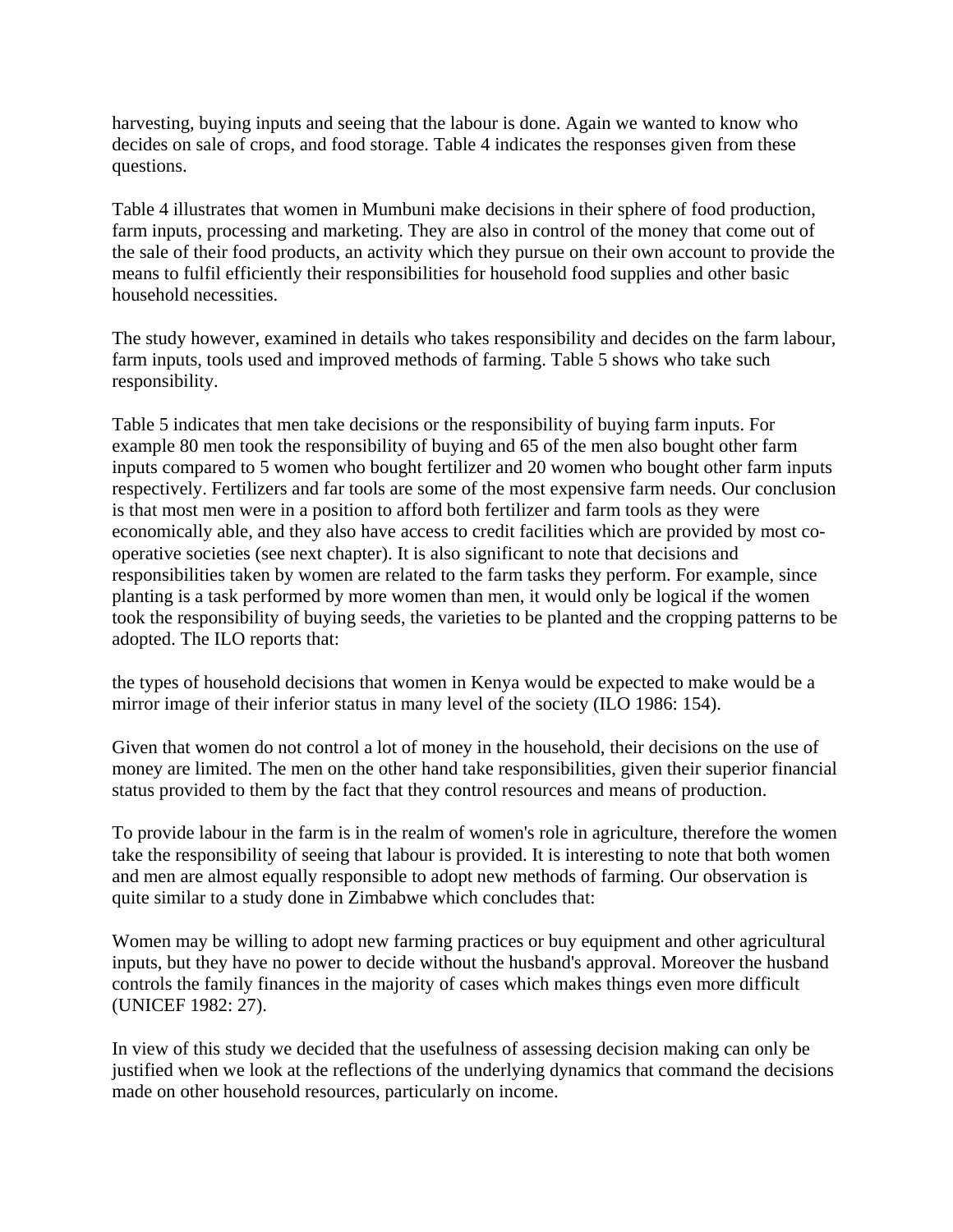harvesting, buying inputs and seeing that the labour is done. Again we wanted to know who decides on sale of crops, and food storage. Table 4 indicates the responses given from these questions.

Table 4 illustrates that women in Mumbuni make decisions in their sphere of food production, farm inputs, processing and marketing. They are also in control of the money that come out of the sale of their food products, an activity which they pursue on their own account to provide the means to fulfil efficiently their responsibilities for household food supplies and other basic household necessities.

The study however, examined in details who takes responsibility and decides on the farm labour, farm inputs, tools used and improved methods of farming. Table 5 shows who take such responsibility.

Table 5 indicates that men take decisions or the responsibility of buying farm inputs. For example 80 men took the responsibility of buying and 65 of the men also bought other farm inputs compared to 5 women who bought fertilizer and 20 women who bought other farm inputs respectively. Fertilizers and far tools are some of the most expensive farm needs. Our conclusion is that most men were in a position to afford both fertilizer and farm tools as they were economically able, and they also have access to credit facilities which are provided by most co-operative societies (see next chapter). It is also significant to note that decisions and responsibilities taken by women are related to the farm tasks they perform. For example, since planting is a task performed by more women than men, it would only be logical if the women took the responsibility of buying seeds, the varieties to be planted and the cropping patterns to be adopted. The ILO reports that:

the types of household decisions that women in Kenya would be expected to make would be a mirror image of their inferior status in many level of the society (ILO 1986: 154).

Given that women do not control a lot of money in the household, their decisions on the use of money are limited. The men on the other hand take responsibilities, given their superior financial status provided to them by the fact that they control resources and means of production.

To provide labour in the farm is in the realm of women's role in agriculture, therefore the women take the responsibility of seeing that labour is provided. It is interesting to note that both women and men are almost equally responsible to adopt new methods of farming. Our observation is quite similar to a study done in Zimbabwe which concludes that:

Women may be willing to adopt new farming practices or buy equipment and other agricultural inputs, but they have no power to decide without the husband's approval. Moreover the husband controls the family finances in the majority of cases which makes things even more difficult (UNICEF 1982: 27).

In view of this study we decided that the usefulness of assessing decision making can only be justified when we look at the reflections of the underlying dynamics that command the decisions made on other household resources, particularly on income.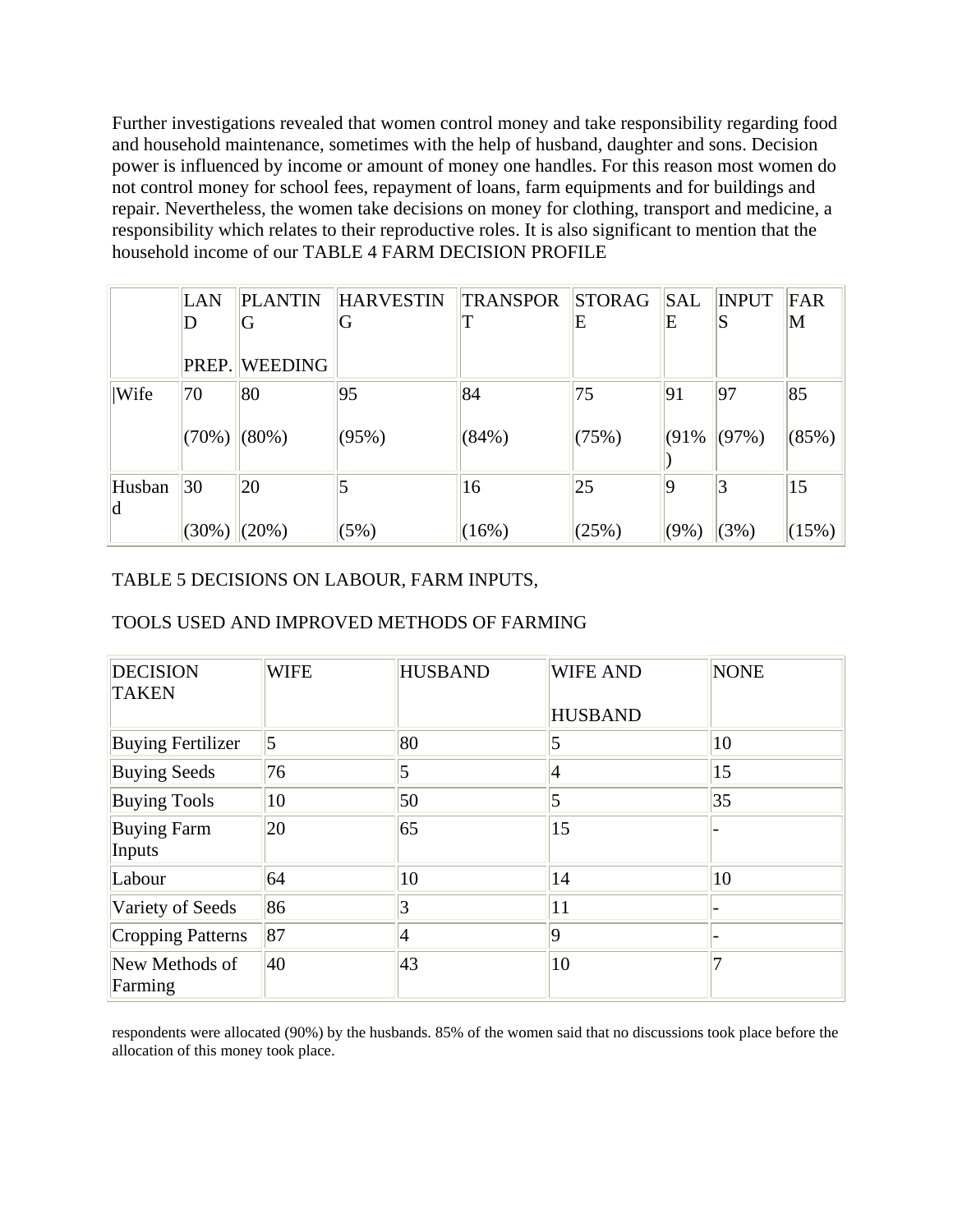Further investigations revealed that women control money and take responsibility regarding food and household maintenance, sometimes with the help of husband, daughter and sons. Decision power is influenced by income or amount of money one handles. For this reason most women do not control money for school fees, repayment of loans, farm equipments and for buildings and repair. Nevertheless, the women take decisions on money for clothing, transport and medicine, a responsibility which relates to their reproductive roles. It is also significant to mention that the household income of our TABLE 4 FARM DECISION PROFILE

| | LAND PREP. | PLANTING WEEDING | HARVESTING | TRANSPORT | STORAGE | SALE | INPUTS | FARM |
|---|---|---|---|---|---|---|---|---|
| Wife | 70 (70%) | 80 (80%) | 95 (95%) | 84 (84%) | 75 (75%) | 91 (91%) | 97 (97%) | 85 (85%) |
| Husband | 30 (30%) | 20 (20%) | 5 (5%) | 16 (16%) | 25 (25%) | 9 (9%) | 3 (3%) | 15 (15%) |

TABLE 5 DECISIONS ON LABOUR, FARM INPUTS,

TOOLS USED AND IMPROVED METHODS OF FARMING

| DECISION TAKEN | WIFE | HUSBAND | WIFE AND HUSBAND | NONE |
|---|---|---|---|---|
| Buying Fertilizer | 5 | 80 | 5 | 10 |
| Buying Seeds | 76 | 5 | 4 | 15 |
| Buying Tools | 10 | 50 | 5 | 35 |
| Buying Farm Inputs | 20 | 65 | 15 | - |
| Labour | 64 | 10 | 14 | 10 |
| Variety of Seeds | 86 | 3 | 11 | - |
| Cropping Patterns | 87 | 4 | 9 | - |
| New Methods of Farming | 40 | 43 | 10 | 7 |

respondents were allocated (90%) by the husbands. 85% of the women said that no discussions took place before the allocation of this money took place.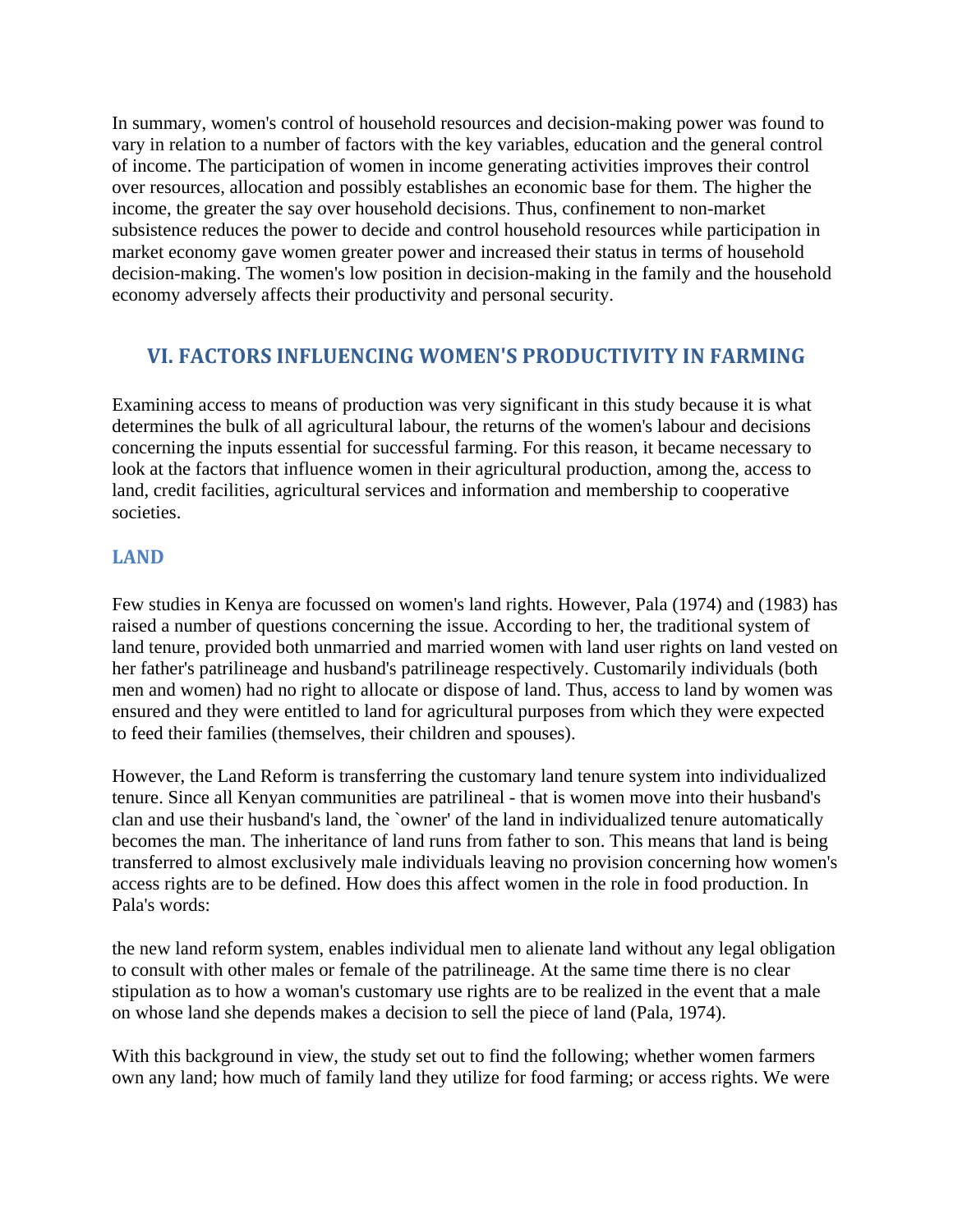In summary, women's control of household resources and decision-making power was found to vary in relation to a number of factors with the key variables, education and the general control of income. The participation of women in income generating activities improves their control over resources, allocation and possibly establishes an economic base for them. The higher the income, the greater the say over household decisions. Thus, confinement to non-market subsistence reduces the power to decide and control household resources while participation in market economy gave women greater power and increased their status in terms of household decision-making. The women's low position in decision-making in the family and the household economy adversely affects their productivity and personal security.

## VI. FACTORS INFLUENCING WOMEN'S PRODUCTIVITY IN FARMING

Examining access to means of production was very significant in this study because it is what determines the bulk of all agricultural labour, the returns of the women's labour and decisions concerning the inputs essential for successful farming. For this reason, it became necessary to look at the factors that influence women in their agricultural production, among the, access to land, credit facilities, agricultural services and information and membership to cooperative societies.

### LAND

Few studies in Kenya are focussed on women's land rights. However, Pala (1974) and (1983) has raised a number of questions concerning the issue. According to her, the traditional system of land tenure, provided both unmarried and married women with land user rights on land vested on her father's patrilineage and husband's patrilineage respectively. Customarily individuals (both men and women) had no right to allocate or dispose of land. Thus, access to land by women was ensured and they were entitled to land for agricultural purposes from which they were expected to feed their families (themselves, their children and spouses).

However, the Land Reform is transferring the customary land tenure system into individualized tenure. Since all Kenyan communities are patrilineal - that is women move into their husband's clan and use their husband's land, the `owner' of the land in individualized tenure automatically becomes the man. The inheritance of land runs from father to son. This means that land is being transferred to almost exclusively male individuals leaving no provision concerning how women's access rights are to be defined. How does this affect women in the role in food production. In Pala's words:

the new land reform system, enables individual men to alienate land without any legal obligation to consult with other males or female of the patrilineage. At the same time there is no clear stipulation as to how a woman's customary use rights are to be realized in the event that a male on whose land she depends makes a decision to sell the piece of land (Pala, 1974).

With this background in view, the study set out to find the following; whether women farmers own any land; how much of family land they utilize for food farming; or access rights. We were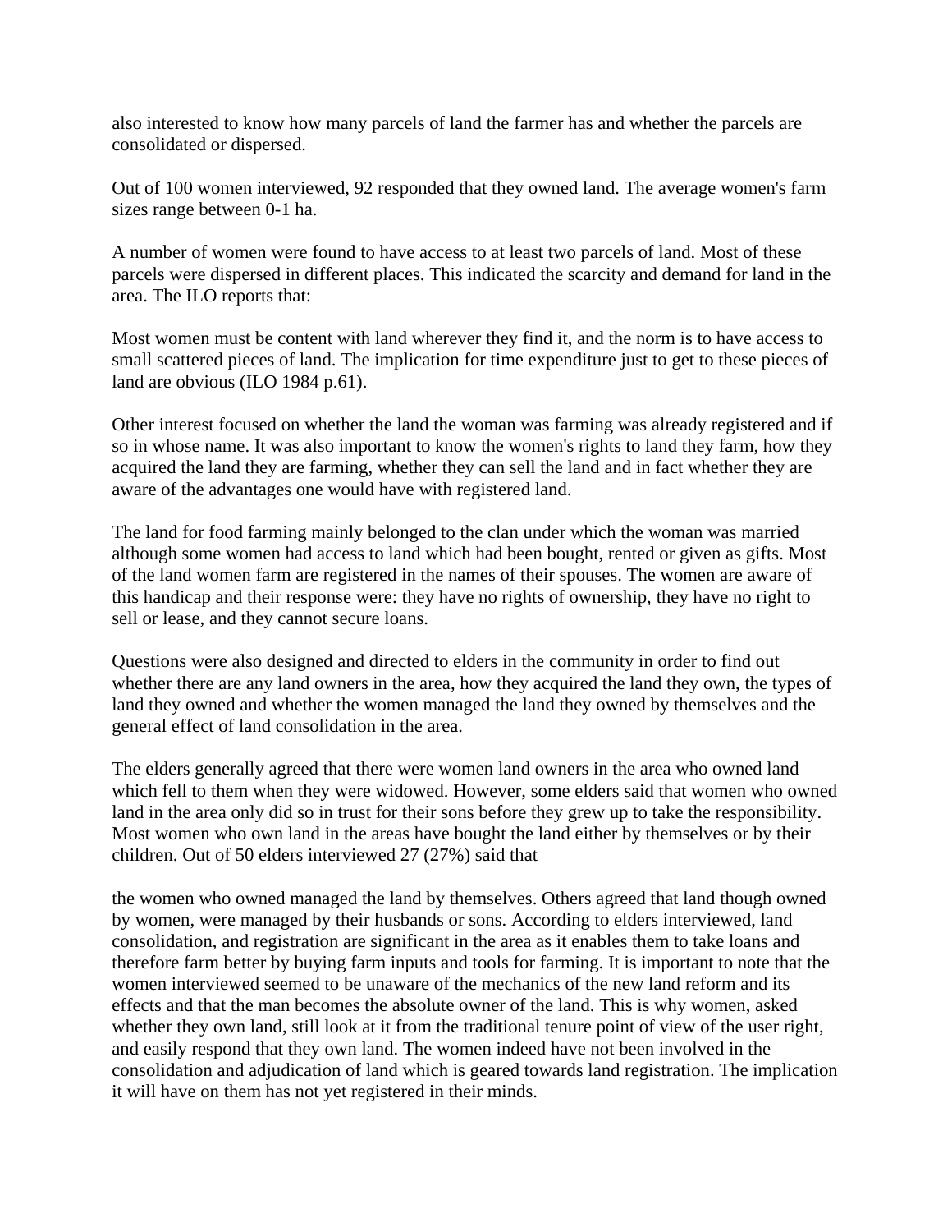also interested to know how many parcels of land the farmer has and whether the parcels are consolidated or dispersed.

Out of 100 women interviewed, 92 responded that they owned land. The average women's farm sizes range between 0-1 ha.

A number of women were found to have access to at least two parcels of land. Most of these parcels were dispersed in different places. This indicated the scarcity and demand for land in the area. The ILO reports that:

Most women must be content with land wherever they find it, and the norm is to have access to small scattered pieces of land. The implication for time expenditure just to get to these pieces of land are obvious (ILO 1984 p.61).

Other interest focused on whether the land the woman was farming was already registered and if so in whose name. It was also important to know the women's rights to land they farm, how they acquired the land they are farming, whether they can sell the land and in fact whether they are aware of the advantages one would have with registered land.

The land for food farming mainly belonged to the clan under which the woman was married although some women had access to land which had been bought, rented or given as gifts. Most of the land women farm are registered in the names of their spouses. The women are aware of this handicap and their response were: they have no rights of ownership, they have no right to sell or lease, and they cannot secure loans.

Questions were also designed and directed to elders in the community in order to find out whether there are any land owners in the area, how they acquired the land they own, the types of land they owned and whether the women managed the land they owned by themselves and the general effect of land consolidation in the area.

The elders generally agreed that there were women land owners in the area who owned land which fell to them when they were widowed. However, some elders said that women who owned land in the area only did so in trust for their sons before they grew up to take the responsibility. Most women who own land in the areas have bought the land either by themselves or by their children. Out of 50 elders interviewed 27 (27%) said that

the women who owned managed the land by themselves. Others agreed that land though owned by women, were managed by their husbands or sons. According to elders interviewed, land consolidation, and registration are significant in the area as it enables them to take loans and therefore farm better by buying farm inputs and tools for farming. It is important to note that the women interviewed seemed to be unaware of the mechanics of the new land reform and its effects and that the man becomes the absolute owner of the land. This is why women, asked whether they own land, still look at it from the traditional tenure point of view of the user right, and easily respond that they own land. The women indeed have not been involved in the consolidation and adjudication of land which is geared towards land registration. The implication it will have on them has not yet registered in their minds.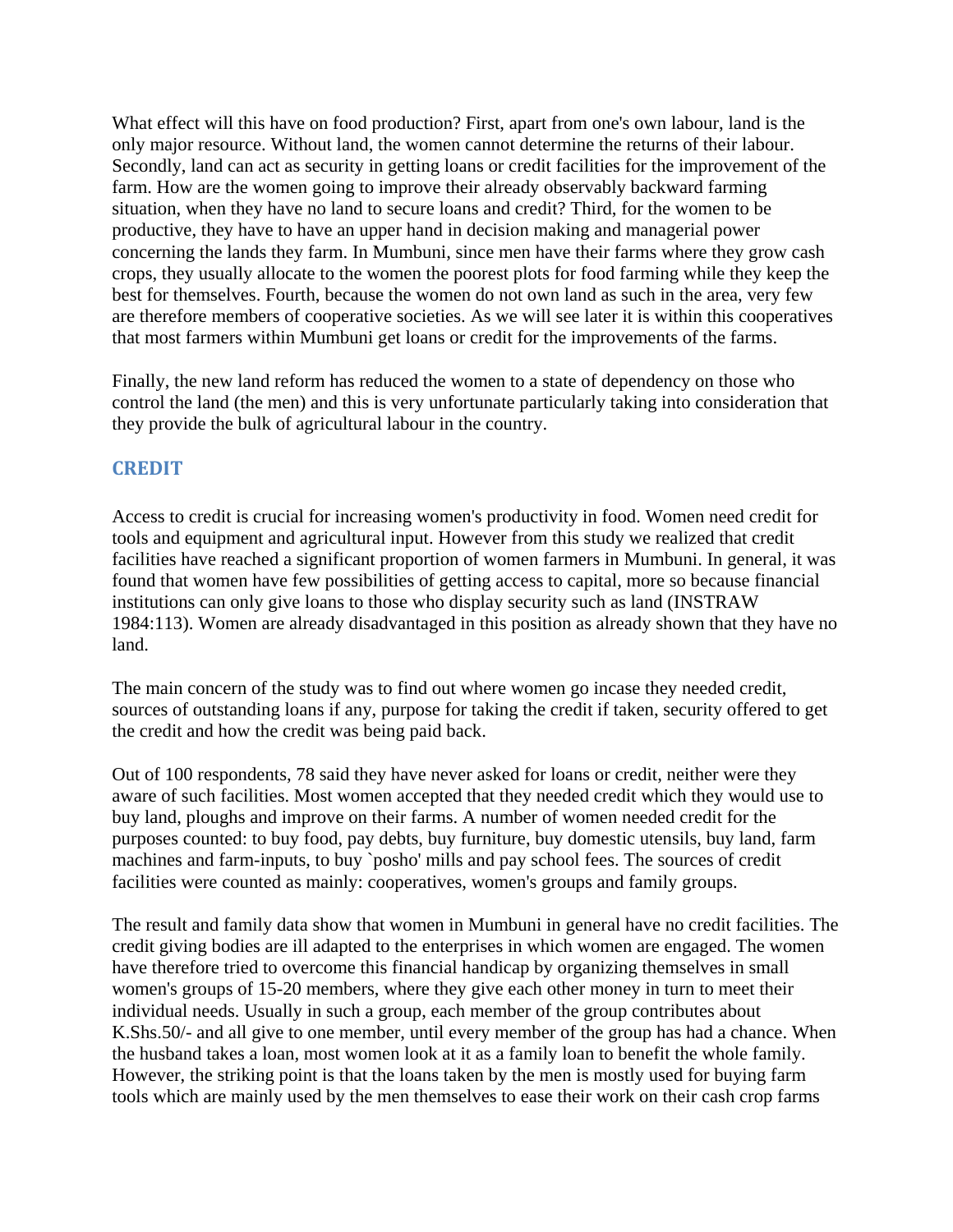What effect will this have on food production? First, apart from one's own labour, land is the only major resource. Without land, the women cannot determine the returns of their labour. Secondly, land can act as security in getting loans or credit facilities for the improvement of the farm. How are the women going to improve their already observably backward farming situation, when they have no land to secure loans and credit? Third, for the women to be productive, they have to have an upper hand in decision making and managerial power concerning the lands they farm. In Mumbuni, since men have their farms where they grow cash crops, they usually allocate to the women the poorest plots for food farming while they keep the best for themselves. Fourth, because the women do not own land as such in the area, very few are therefore members of cooperative societies. As we will see later it is within this cooperatives that most farmers within Mumbuni get loans or credit for the improvements of the farms.

Finally, the new land reform has reduced the women to a state of dependency on those who control the land (the men) and this is very unfortunate particularly taking into consideration that they provide the bulk of agricultural labour in the country.

## CREDIT

Access to credit is crucial for increasing women's productivity in food. Women need credit for tools and equipment and agricultural input. However from this study we realized that credit facilities have reached a significant proportion of women farmers in Mumbuni. In general, it was found that women have few possibilities of getting access to capital, more so because financial institutions can only give loans to those who display security such as land (INSTRAW 1984:113). Women are already disadvantaged in this position as already shown that they have no land.

The main concern of the study was to find out where women go incase they needed credit, sources of outstanding loans if any, purpose for taking the credit if taken, security offered to get the credit and how the credit was being paid back.

Out of 100 respondents, 78 said they have never asked for loans or credit, neither were they aware of such facilities. Most women accepted that they needed credit which they would use to buy land, ploughs and improve on their farms. A number of women needed credit for the purposes counted: to buy food, pay debts, buy furniture, buy domestic utensils, buy land, farm machines and farm-inputs, to buy `posho' mills and pay school fees. The sources of credit facilities were counted as mainly: cooperatives, women's groups and family groups.

The result and family data show that women in Mumbuni in general have no credit facilities. The credit giving bodies are ill adapted to the enterprises in which women are engaged. The women have therefore tried to overcome this financial handicap by organizing themselves in small women's groups of 15-20 members, where they give each other money in turn to meet their individual needs. Usually in such a group, each member of the group contributes about K.Shs.50/- and all give to one member, until every member of the group has had a chance. When the husband takes a loan, most women look at it as a family loan to benefit the whole family. However, the striking point is that the loans taken by the men is mostly used for buying farm tools which are mainly used by the men themselves to ease their work on their cash crop farms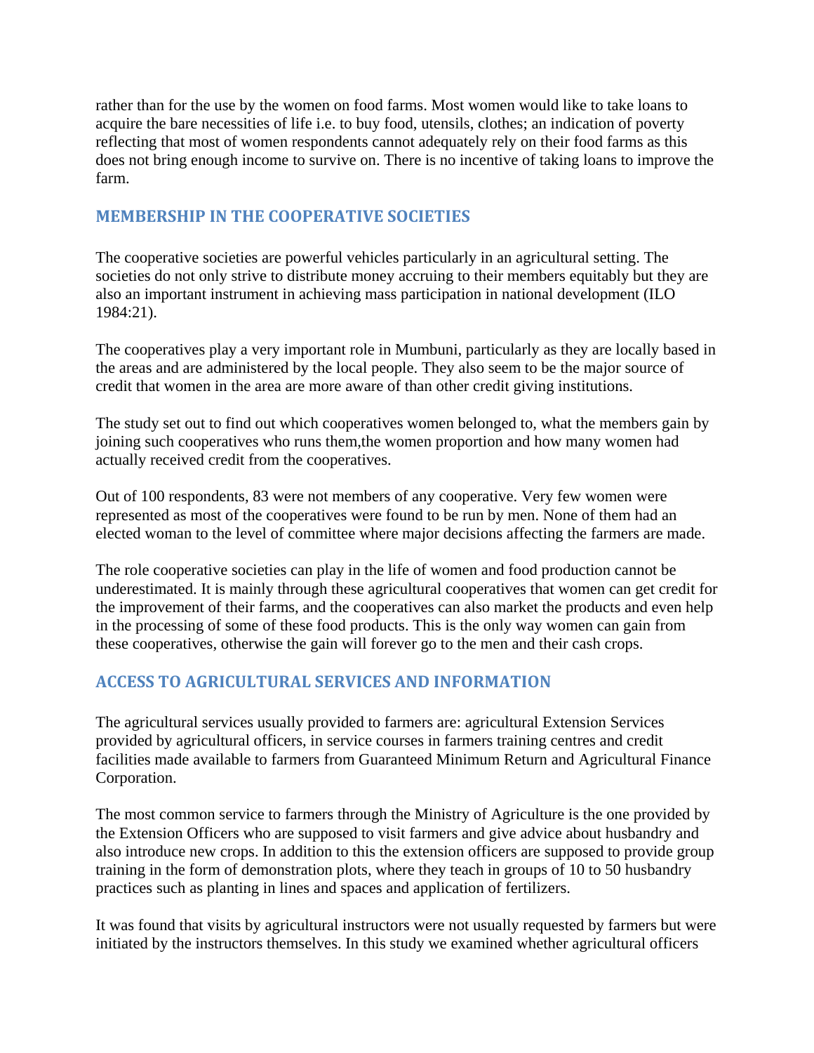rather than for the use by the women on food farms. Most women would like to take loans to acquire the bare necessities of life i.e. to buy food, utensils, clothes; an indication of poverty reflecting that most of women respondents cannot adequately rely on their food farms as this does not bring enough income to survive on. There is no incentive of taking loans to improve the farm.

## MEMBERSHIP IN THE COOPERATIVE SOCIETIES

The cooperative societies are powerful vehicles particularly in an agricultural setting. The societies do not only strive to distribute money accruing to their members equitably but they are also an important instrument in achieving mass participation in national development (ILO 1984:21).

The cooperatives play a very important role in Mumbuni, particularly as they are locally based in the areas and are administered by the local people. They also seem to be the major source of credit that women in the area are more aware of than other credit giving institutions.

The study set out to find out which cooperatives women belonged to, what the members gain by joining such cooperatives who runs them,the women proportion and how many women had actually received credit from the cooperatives.

Out of 100 respondents, 83 were not members of any cooperative. Very few women were represented as most of the cooperatives were found to be run by men. None of them had an elected woman to the level of committee where major decisions affecting the farmers are made.

The role cooperative societies can play in the life of women and food production cannot be underestimated. It is mainly through these agricultural cooperatives that women can get credit for the improvement of their farms, and the cooperatives can also market the products and even help in the processing of some of these food products. This is the only way women can gain from these cooperatives, otherwise the gain will forever go to the men and their cash crops.

## ACCESS TO AGRICULTURAL SERVICES AND INFORMATION

The agricultural services usually provided to farmers are: agricultural Extension Services provided by agricultural officers, in service courses in farmers training centres and credit facilities made available to farmers from Guaranteed Minimum Return and Agricultural Finance Corporation.

The most common service to farmers through the Ministry of Agriculture is the one provided by the Extension Officers who are supposed to visit farmers and give advice about husbandry and also introduce new crops. In addition to this the extension officers are supposed to provide group training in the form of demonstration plots, where they teach in groups of 10 to 50 husbandry practices such as planting in lines and spaces and application of fertilizers.

It was found that visits by agricultural instructors were not usually requested by farmers but were initiated by the instructors themselves. In this study we examined whether agricultural officers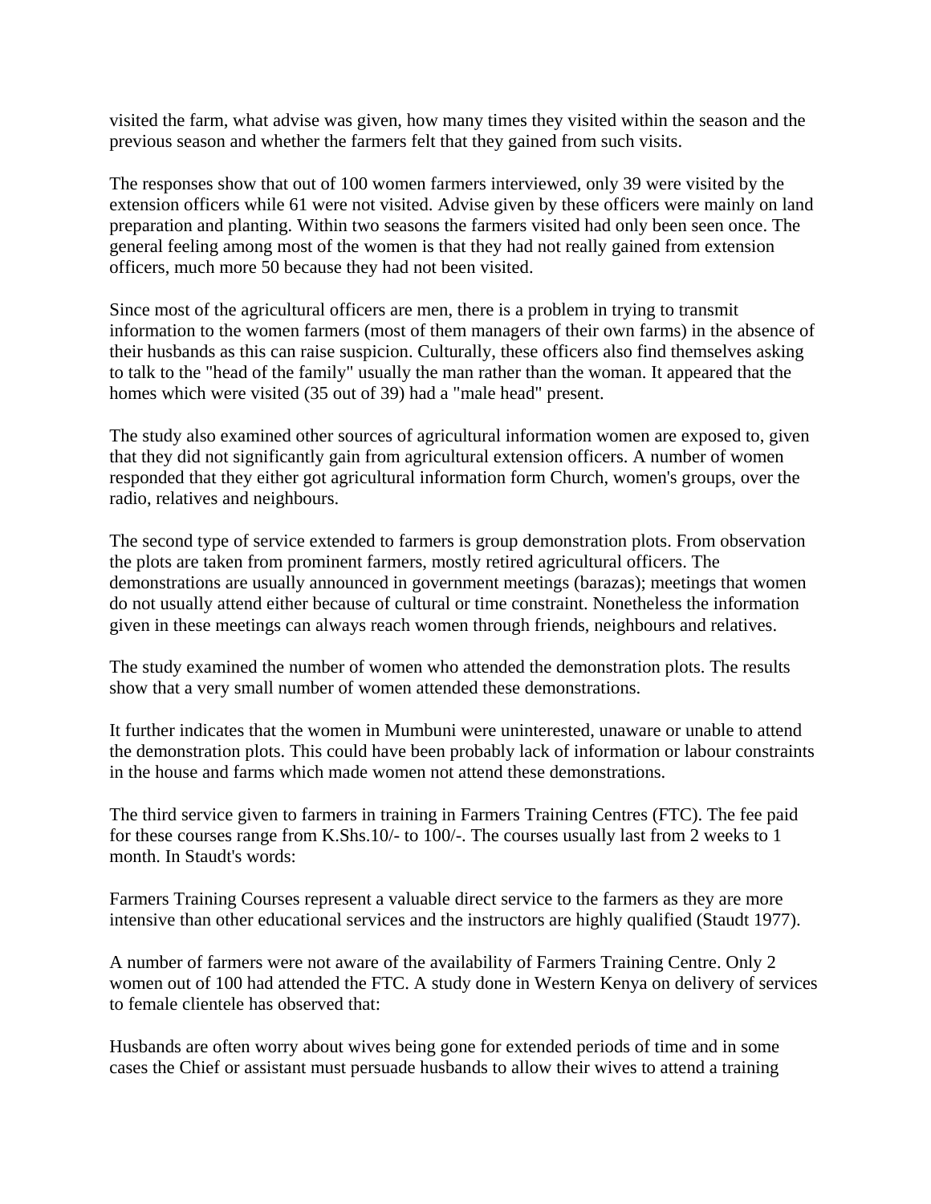visited the farm, what advise was given, how many times they visited within the season and the previous season and whether the farmers felt that they gained from such visits.

The responses show that out of 100 women farmers interviewed, only 39 were visited by the extension officers while 61 were not visited. Advise given by these officers were mainly on land preparation and planting. Within two seasons the farmers visited had only been seen once. The general feeling among most of the women is that they had not really gained from extension officers, much more 50 because they had not been visited.

Since most of the agricultural officers are men, there is a problem in trying to transmit information to the women farmers (most of them managers of their own farms) in the absence of their husbands as this can raise suspicion. Culturally, these officers also find themselves asking to talk to the "head of the family" usually the man rather than the woman. It appeared that the homes which were visited (35 out of 39) had a "male head" present.

The study also examined other sources of agricultural information women are exposed to, given that they did not significantly gain from agricultural extension officers. A number of women responded that they either got agricultural information form Church, women's groups, over the radio, relatives and neighbours.

The second type of service extended to farmers is group demonstration plots. From observation the plots are taken from prominent farmers, mostly retired agricultural officers. The demonstrations are usually announced in government meetings (barazas); meetings that women do not usually attend either because of cultural or time constraint. Nonetheless the information given in these meetings can always reach women through friends, neighbours and relatives.

The study examined the number of women who attended the demonstration plots. The results show that a very small number of women attended these demonstrations.

It further indicates that the women in Mumbuni were uninterested, unaware or unable to attend the demonstration plots. This could have been probably lack of information or labour constraints in the house and farms which made women not attend these demonstrations.

The third service given to farmers in training in Farmers Training Centres (FTC). The fee paid for these courses range from K.Shs.10/- to 100/-. The courses usually last from 2 weeks to 1 month. In Staudt's words:

Farmers Training Courses represent a valuable direct service to the farmers as they are more intensive than other educational services and the instructors are highly qualified (Staudt 1977).

A number of farmers were not aware of the availability of Farmers Training Centre. Only 2 women out of 100 had attended the FTC. A study done in Western Kenya on delivery of services to female clientele has observed that:

Husbands are often worry about wives being gone for extended periods of time and in some cases the Chief or assistant must persuade husbands to allow their wives to attend a training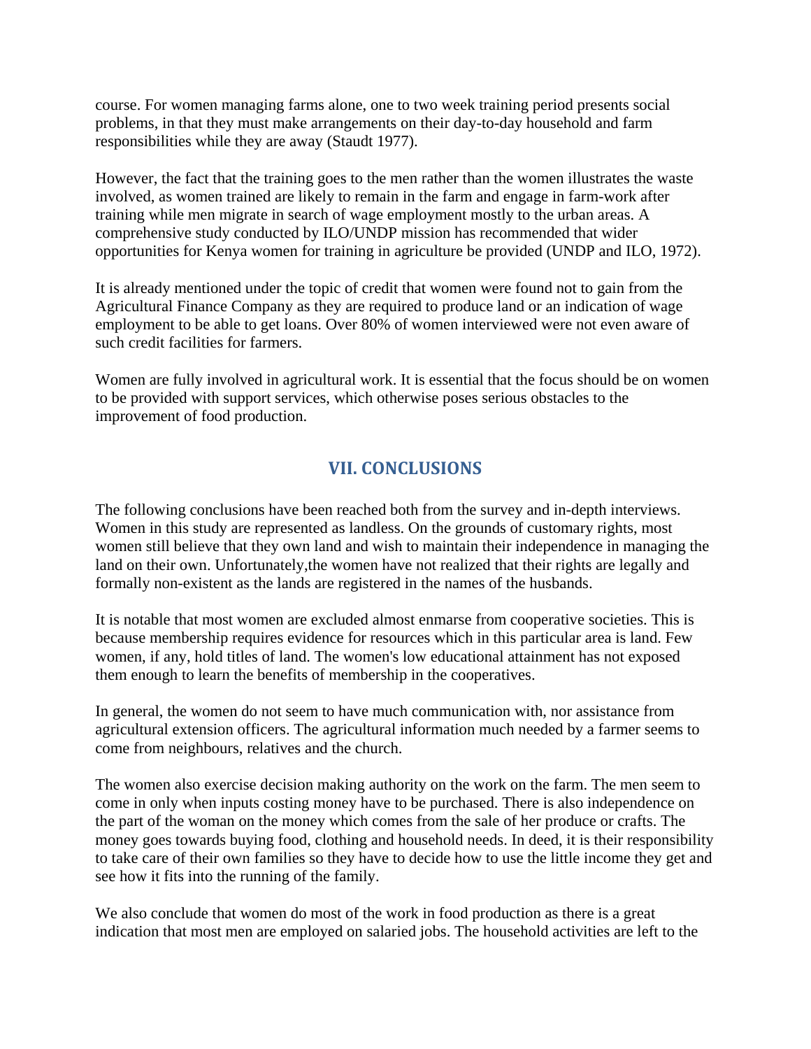course. For women managing farms alone, one to two week training period presents social problems, in that they must make arrangements on their day-to-day household and farm responsibilities while they are away (Staudt 1977).

However, the fact that the training goes to the men rather than the women illustrates the waste involved, as women trained are likely to remain in the farm and engage in farm-work after training while men migrate in search of wage employment mostly to the urban areas. A comprehensive study conducted by ILO/UNDP mission has recommended that wider opportunities for Kenya women for training in agriculture be provided (UNDP and ILO, 1972).

It is already mentioned under the topic of credit that women were found not to gain from the Agricultural Finance Company as they are required to produce land or an indication of wage employment to be able to get loans. Over 80% of women interviewed were not even aware of such credit facilities for farmers.

Women are fully involved in agricultural work. It is essential that the focus should be on women to be provided with support services, which otherwise poses serious obstacles to the improvement of food production.

## VII. CONCLUSIONS

The following conclusions have been reached both from the survey and in-depth interviews. Women in this study are represented as landless. On the grounds of customary rights, most women still believe that they own land and wish to maintain their independence in managing the land on their own. Unfortunately,the women have not realized that their rights are legally and formally non-existent as the lands are registered in the names of the husbands.

It is notable that most women are excluded almost enmarse from cooperative societies. This is because membership requires evidence for resources which in this particular area is land. Few women, if any, hold titles of land. The women's low educational attainment has not exposed them enough to learn the benefits of membership in the cooperatives.

In general, the women do not seem to have much communication with, nor assistance from agricultural extension officers. The agricultural information much needed by a farmer seems to come from neighbours, relatives and the church.

The women also exercise decision making authority on the work on the farm. The men seem to come in only when inputs costing money have to be purchased. There is also independence on the part of the woman on the money which comes from the sale of her produce or crafts. The money goes towards buying food, clothing and household needs. In deed, it is their responsibility to take care of their own families so they have to decide how to use the little income they get and see how it fits into the running of the family.

We also conclude that women do most of the work in food production as there is a great indication that most men are employed on salaried jobs. The household activities are left to the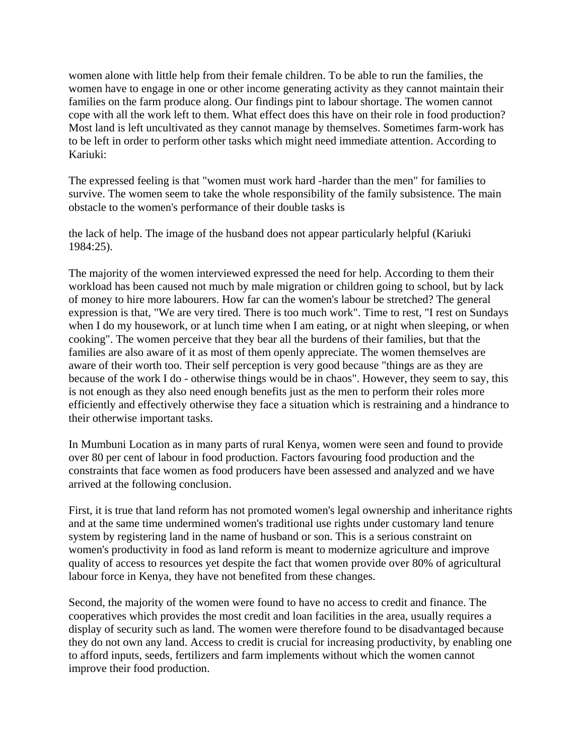women alone with little help from their female children. To be able to run the families, the women have to engage in one or other income generating activity as they cannot maintain their families on the farm produce along. Our findings pint to labour shortage. The women cannot cope with all the work left to them. What effect does this have on their role in food production? Most land is left uncultivated as they cannot manage by themselves. Sometimes farm-work has to be left in order to perform other tasks which might need immediate attention. According to Kariuki:

The expressed feeling is that "women must work hard -harder than the men" for families to survive. The women seem to take the whole responsibility of the family subsistence. The main obstacle to the women's performance of their double tasks is

the lack of help. The image of the husband does not appear particularly helpful (Kariuki 1984:25).

The majority of the women interviewed expressed the need for help. According to them their workload has been caused not much by male migration or children going to school, but by lack of money to hire more labourers. How far can the women's labour be stretched? The general expression is that, "We are very tired. There is too much work". Time to rest, "I rest on Sundays when I do my housework, or at lunch time when I am eating, or at night when sleeping, or when cooking". The women perceive that they bear all the burdens of their families, but that the families are also aware of it as most of them openly appreciate. The women themselves are aware of their worth too. Their self perception is very good because "things are as they are because of the work I do - otherwise things would be in chaos". However, they seem to say, this is not enough as they also need enough benefits just as the men to perform their roles more efficiently and effectively otherwise they face a situation which is restraining and a hindrance to their otherwise important tasks.

In Mumbuni Location as in many parts of rural Kenya, women were seen and found to provide over 80 per cent of labour in food production. Factors favouring food production and the constraints that face women as food producers have been assessed and analyzed and we have arrived at the following conclusion.

First, it is true that land reform has not promoted women's legal ownership and inheritance rights and at the same time undermined women's traditional use rights under customary land tenure system by registering land in the name of husband or son. This is a serious constraint on women's productivity in food as land reform is meant to modernize agriculture and improve quality of access to resources yet despite the fact that women provide over 80% of agricultural labour force in Kenya, they have not benefited from these changes.

Second, the majority of the women were found to have no access to credit and finance. The cooperatives which provides the most credit and loan facilities in the area, usually requires a display of security such as land. The women were therefore found to be disadvantaged because they do not own any land. Access to credit is crucial for increasing productivity, by enabling one to afford inputs, seeds, fertilizers and farm implements without which the women cannot improve their food production.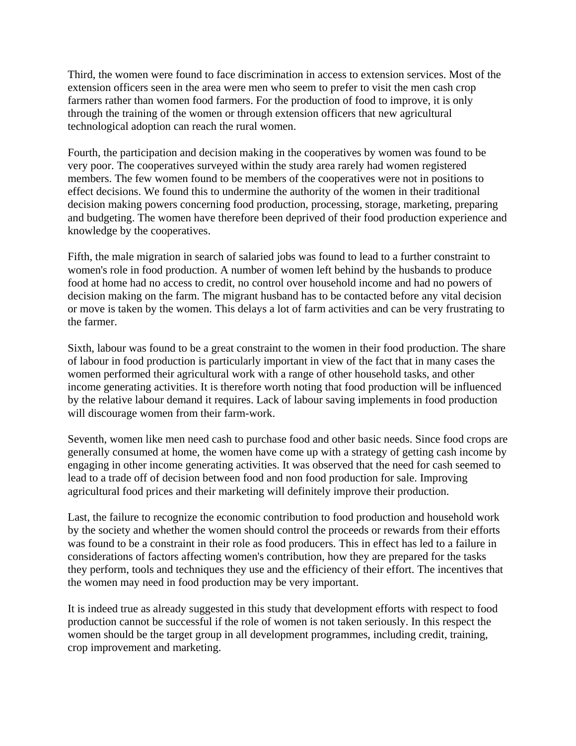Third, the women were found to face discrimination in access to extension services. Most of the extension officers seen in the area were men who seem to prefer to visit the men cash crop farmers rather than women food farmers. For the production of food to improve, it is only through the training of the women or through extension officers that new agricultural technological adoption can reach the rural women.

Fourth, the participation and decision making in the cooperatives by women was found to be very poor. The cooperatives surveyed within the study area rarely had women registered members. The few women found to be members of the cooperatives were not in positions to effect decisions. We found this to undermine the authority of the women in their traditional decision making powers concerning food production, processing, storage, marketing, preparing and budgeting. The women have therefore been deprived of their food production experience and knowledge by the cooperatives.

Fifth, the male migration in search of salaried jobs was found to lead to a further constraint to women's role in food production. A number of women left behind by the husbands to produce food at home had no access to credit, no control over household income and had no powers of decision making on the farm. The migrant husband has to be contacted before any vital decision or move is taken by the women. This delays a lot of farm activities and can be very frustrating to the farmer.

Sixth, labour was found to be a great constraint to the women in their food production. The share of labour in food production is particularly important in view of the fact that in many cases the women performed their agricultural work with a range of other household tasks, and other income generating activities. It is therefore worth noting that food production will be influenced by the relative labour demand it requires. Lack of labour saving implements in food production will discourage women from their farm-work.

Seventh, women like men need cash to purchase food and other basic needs. Since food crops are generally consumed at home, the women have come up with a strategy of getting cash income by engaging in other income generating activities. It was observed that the need for cash seemed to lead to a trade off of decision between food and non food production for sale. Improving agricultural food prices and their marketing will definitely improve their production.

Last, the failure to recognize the economic contribution to food production and household work by the society and whether the women should control the proceeds or rewards from their efforts was found to be a constraint in their role as food producers. This in effect has led to a failure in considerations of factors affecting women's contribution, how they are prepared for the tasks they perform, tools and techniques they use and the efficiency of their effort. The incentives that the women may need in food production may be very important.

It is indeed true as already suggested in this study that development efforts with respect to food production cannot be successful if the role of women is not taken seriously. In this respect the women should be the target group in all development programmes, including credit, training, crop improvement and marketing.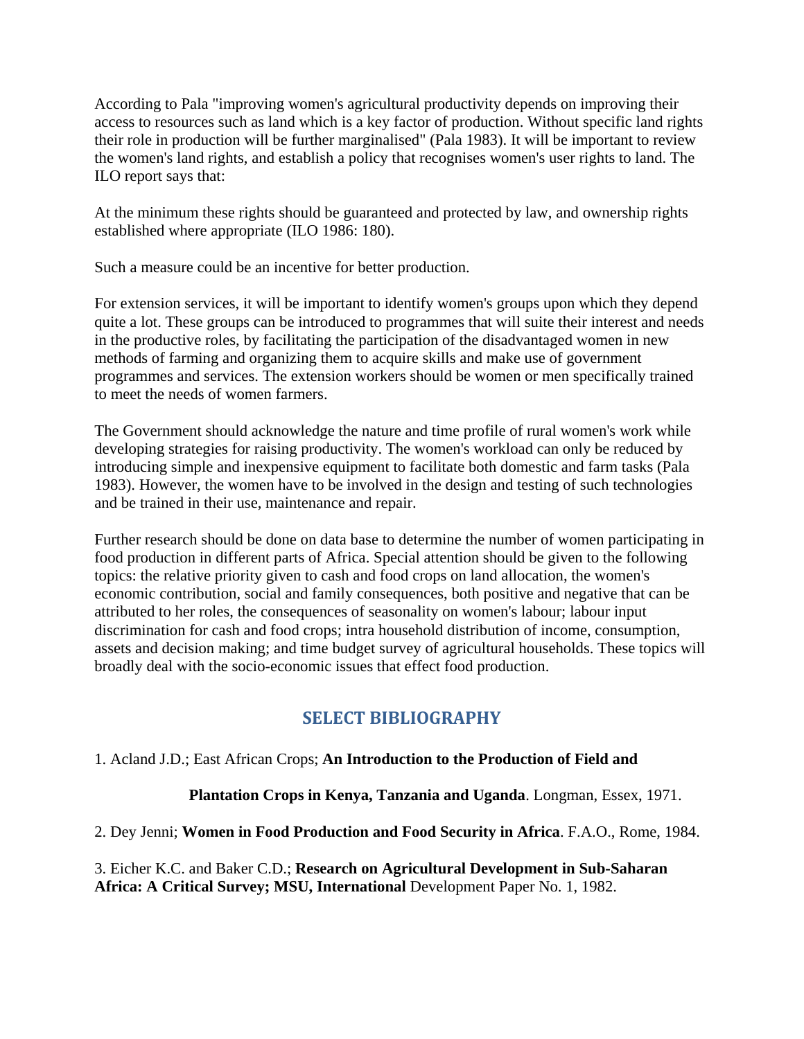According to Pala "improving women's agricultural productivity depends on improving their access to resources such as land which is a key factor of production. Without specific land rights their role in production will be further marginalised" (Pala 1983). It will be important to review the women's land rights, and establish a policy that recognises women's user rights to land. The ILO report says that:

At the minimum these rights should be guaranteed and protected by law, and ownership rights established where appropriate (ILO 1986: 180).

Such a measure could be an incentive for better production.

For extension services, it will be important to identify women's groups upon which they depend quite a lot. These groups can be introduced to programmes that will suite their interest and needs in the productive roles, by facilitating the participation of the disadvantaged women in new methods of farming and organizing them to acquire skills and make use of government programmes and services. The extension workers should be women or men specifically trained to meet the needs of women farmers.

The Government should acknowledge the nature and time profile of rural women's work while developing strategies for raising productivity. The women's workload can only be reduced by introducing simple and inexpensive equipment to facilitate both domestic and farm tasks (Pala 1983). However, the women have to be involved in the design and testing of such technologies and be trained in their use, maintenance and repair.

Further research should be done on data base to determine the number of women participating in food production in different parts of Africa. Special attention should be given to the following topics: the relative priority given to cash and food crops on land allocation, the women's economic contribution, social and family consequences, both positive and negative that can be attributed to her roles, the consequences of seasonality on women's labour; labour input discrimination for cash and food crops; intra household distribution of income, consumption, assets and decision making; and time budget survey of agricultural households. These topics will broadly deal with the socio-economic issues that effect food production.

## SELECT BIBLIOGRAPHY

1. Acland J.D.; East African Crops; **An Introduction to the Production of Field and Plantation Crops in Kenya, Tanzania and Uganda**. Longman, Essex, 1971.

2. Dey Jenni; **Women in Food Production and Food Security in Africa**. F.A.O., Rome, 1984.

3. Eicher K.C. and Baker C.D.; **Research on Agricultural Development in Sub-Saharan Africa: A Critical Survey; MSU, International** Development Paper No. 1, 1982.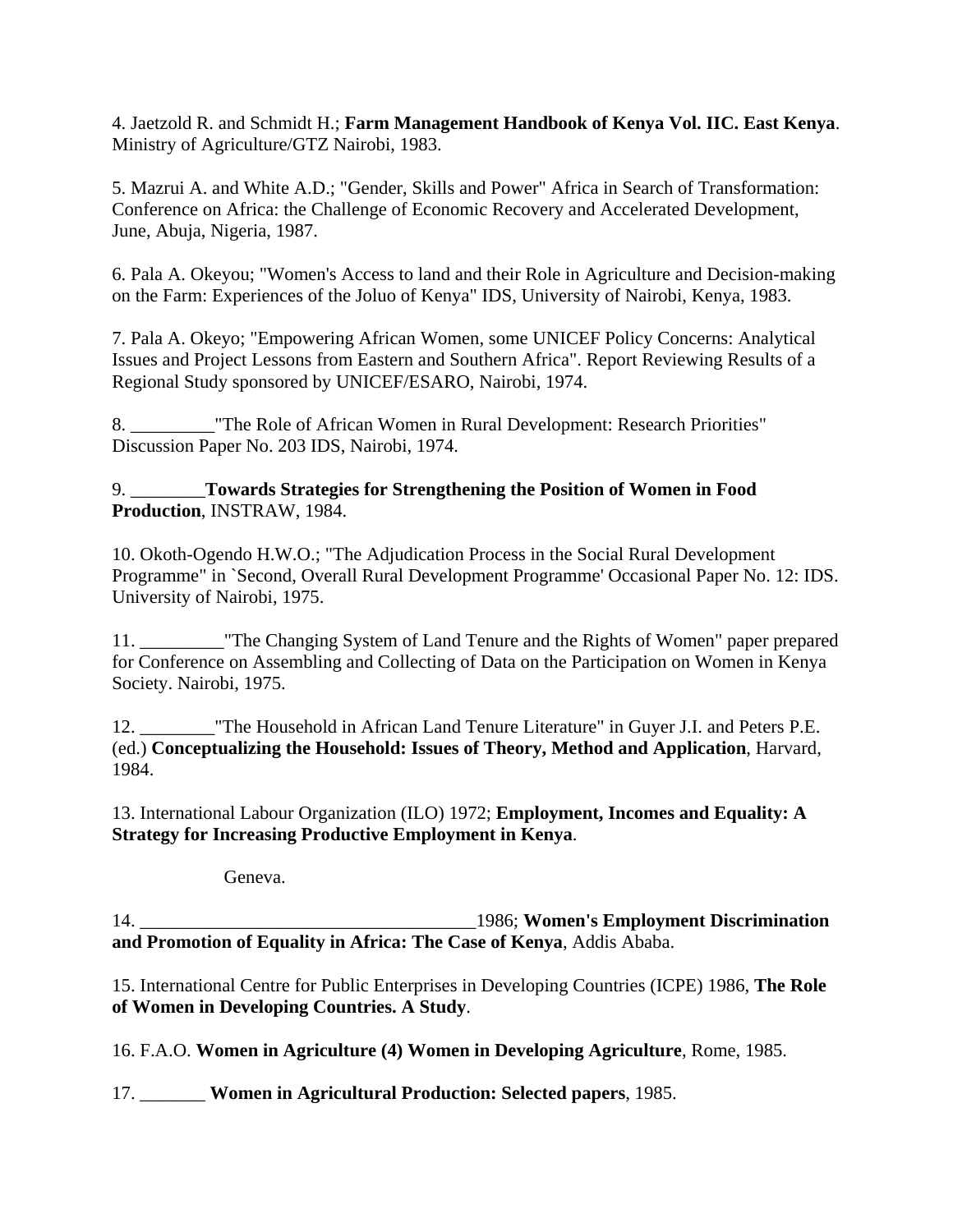4. Jaetzold R. and Schmidt H.; **Farm Management Handbook of Kenya Vol. IIC. East Kenya**. Ministry of Agriculture/GTZ Nairobi, 1983.

5. Mazrui A. and White A.D.; "Gender, Skills and Power" Africa in Search of Transformation: Conference on Africa: the Challenge of Economic Recovery and Accelerated Development, June, Abuja, Nigeria, 1987.

6. Pala A. Okeyou; "Women's Access to land and their Role in Agriculture and Decision-making on the Farm: Experiences of the Joluo of Kenya" IDS, University of Nairobi, Kenya, 1983.

7. Pala A. Okeyo; "Empowering African Women, some UNICEF Policy Concerns: Analytical Issues and Project Lessons from Eastern and Southern Africa". Report Reviewing Results of a Regional Study sponsored by UNICEF/ESARO, Nairobi, 1974.

8. _________"The Role of African Women in Rural Development: Research Priorities" Discussion Paper No. 203 IDS, Nairobi, 1974.

9. ________**Towards Strategies for Strengthening the Position of Women in Food Production**, INSTRAW, 1984.

10. Okoth-Ogendo H.W.O.; "The Adjudication Process in the Social Rural Development Programme" in `Second, Overall Rural Development Programme' Occasional Paper No. 12: IDS. University of Nairobi, 1975.

11. _________"The Changing System of Land Tenure and the Rights of Women" paper prepared for Conference on Assembling and Collecting of Data on the Participation on Women in Kenya Society. Nairobi, 1975.

12. ________"The Household in African Land Tenure Literature" in Guyer J.I. and Peters P.E. (ed.) **Conceptualizing the Household: Issues of Theory, Method and Application**, Harvard, 1984.

13. International Labour Organization (ILO) 1972; **Employment, Incomes and Equality: A Strategy for Increasing Productive Employment in Kenya**.

Geneva.

14. ____________________________________1986; **Women's Employment Discrimination and Promotion of Equality in Africa: The Case of Kenya**, Addis Ababa.

15. International Centre for Public Enterprises in Developing Countries (ICPE) 1986, **The Role of Women in Developing Countries. A Study**.

16. F.A.O. **Women in Agriculture (4) Women in Developing Agriculture**, Rome, 1985.

17. _______ **Women in Agricultural Production: Selected papers**, 1985.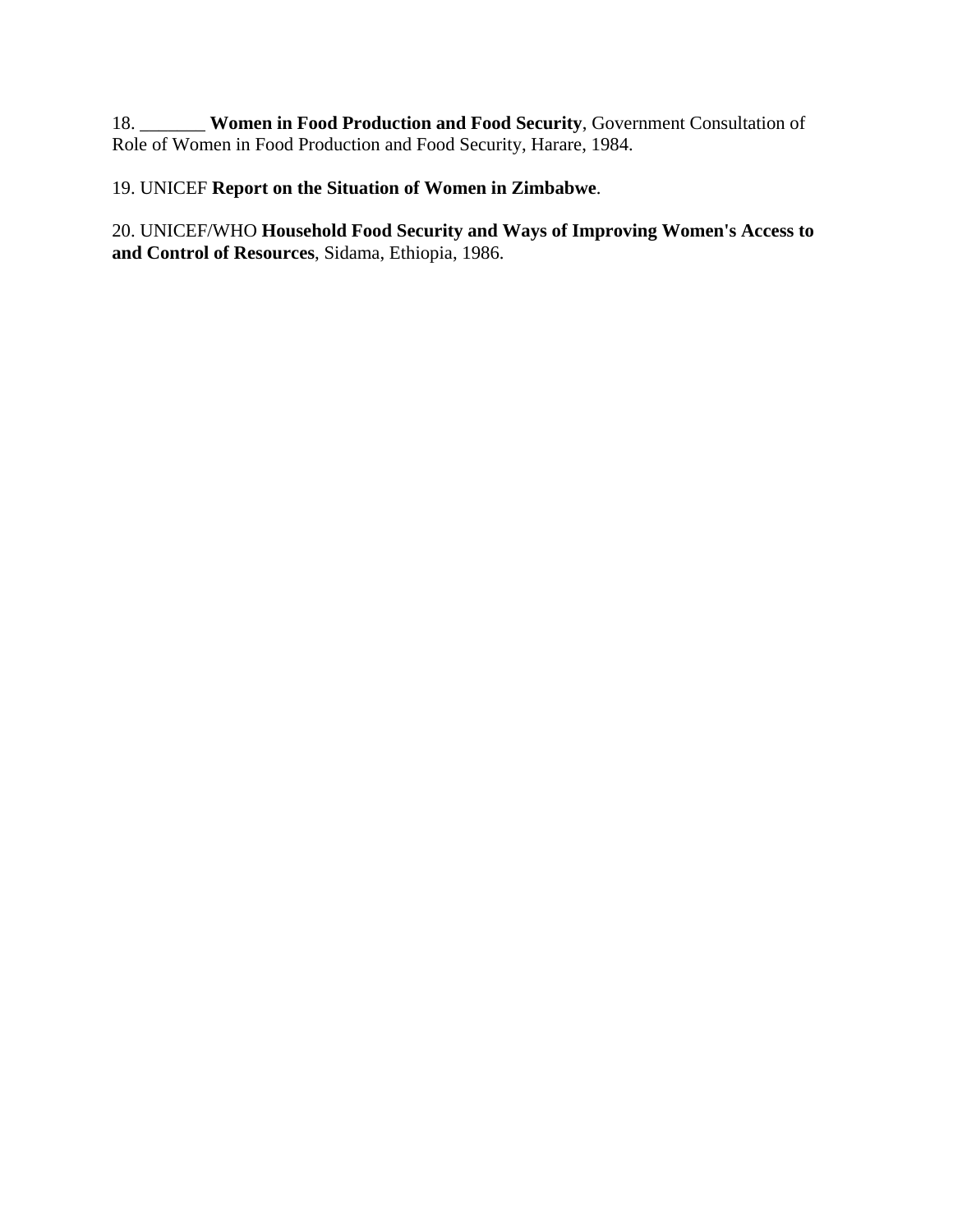18. _______ **Women in Food Production and Food Security**, Government Consultation of Role of Women in Food Production and Food Security, Harare, 1984.

19. UNICEF **Report on the Situation of Women in Zimbabwe**.

20. UNICEF/WHO **Household Food Security and Ways of Improving Women's Access to and Control of Resources**, Sidama, Ethiopia, 1986.